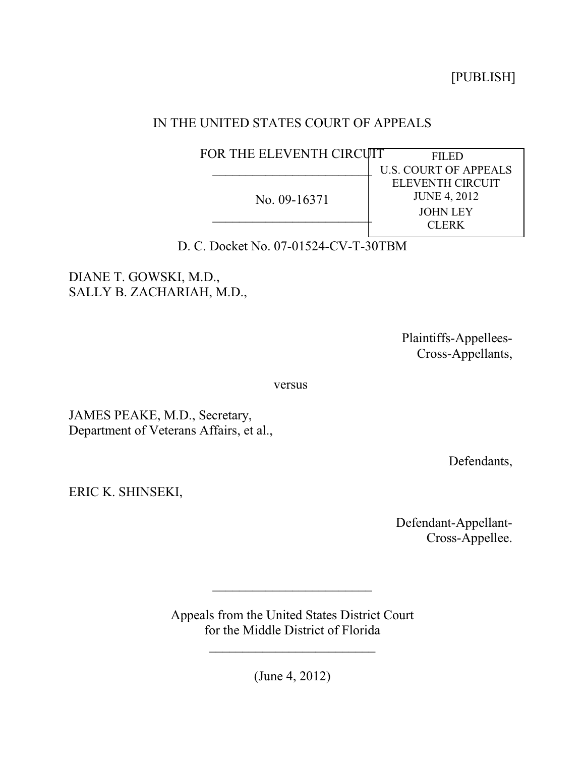[PUBLISH]

IN THE UNITED STATES COURT OF APPEALS

FOR THE ELEVENTH CIRCUIT

---

No. 09-16371

---

FILED
U.S. COURT OF APPEALS
ELEVENTH CIRCUIT
JUNE 4, 2012
JOHN LEY
CLERK

D. C. Docket No. 07-01524-CV-T-30TBM

DIANE T. GOWSKI, M.D.,
SALLY B. ZACHARIAH, M.D.,

Plaintiffs-Appellees-
Cross-Appellants,

versus

JAMES PEAKE, M.D., Secretary,
Department of Veterans Affairs, et al.,

Defendants,

ERIC K. SHINSEKI,

Defendant-Appellant-
Cross-Appellee.

---

Appeals from the United States District Court
for the Middle District of Florida

---

(June 4, 2012)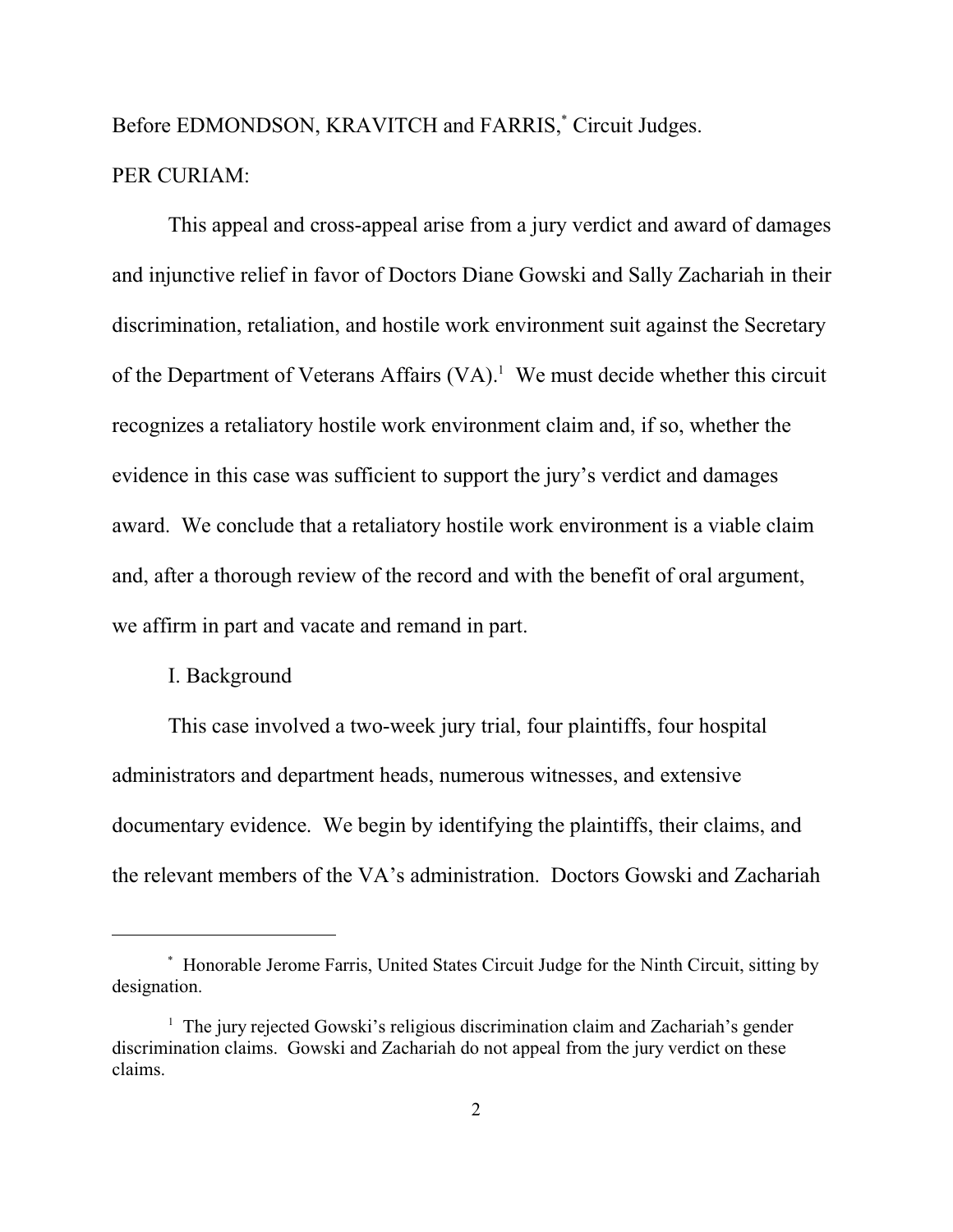Before EDMONDSON, KRAVITCH and FARRIS,[*] Circuit Judges.

PER CURIAM:

This appeal and cross-appeal arise from a jury verdict and award of damages and injunctive relief in favor of Doctors Diane Gowski and Sally Zachariah in their discrimination, retaliation, and hostile work environment suit against the Secretary of the Department of Veterans Affairs (VA).[1] We must decide whether this circuit recognizes a retaliatory hostile work environment claim and, if so, whether the evidence in this case was sufficient to support the jury's verdict and damages award. We conclude that a retaliatory hostile work environment is a viable claim and, after a thorough review of the record and with the benefit of oral argument, we affirm in part and vacate and remand in part.

I. Background

This case involved a two-week jury trial, four plaintiffs, four hospital administrators and department heads, numerous witnesses, and extensive documentary evidence. We begin by identifying the plaintiffs, their claims, and the relevant members of the VA's administration. Doctors Gowski and Zachariah

---

[*] Honorable Jerome Farris, United States Circuit Judge for the Ninth Circuit, sitting by designation.

[1] The jury rejected Gowski's religious discrimination claim and Zachariah's gender discrimination claims. Gowski and Zachariah do not appeal from the jury verdict on these claims.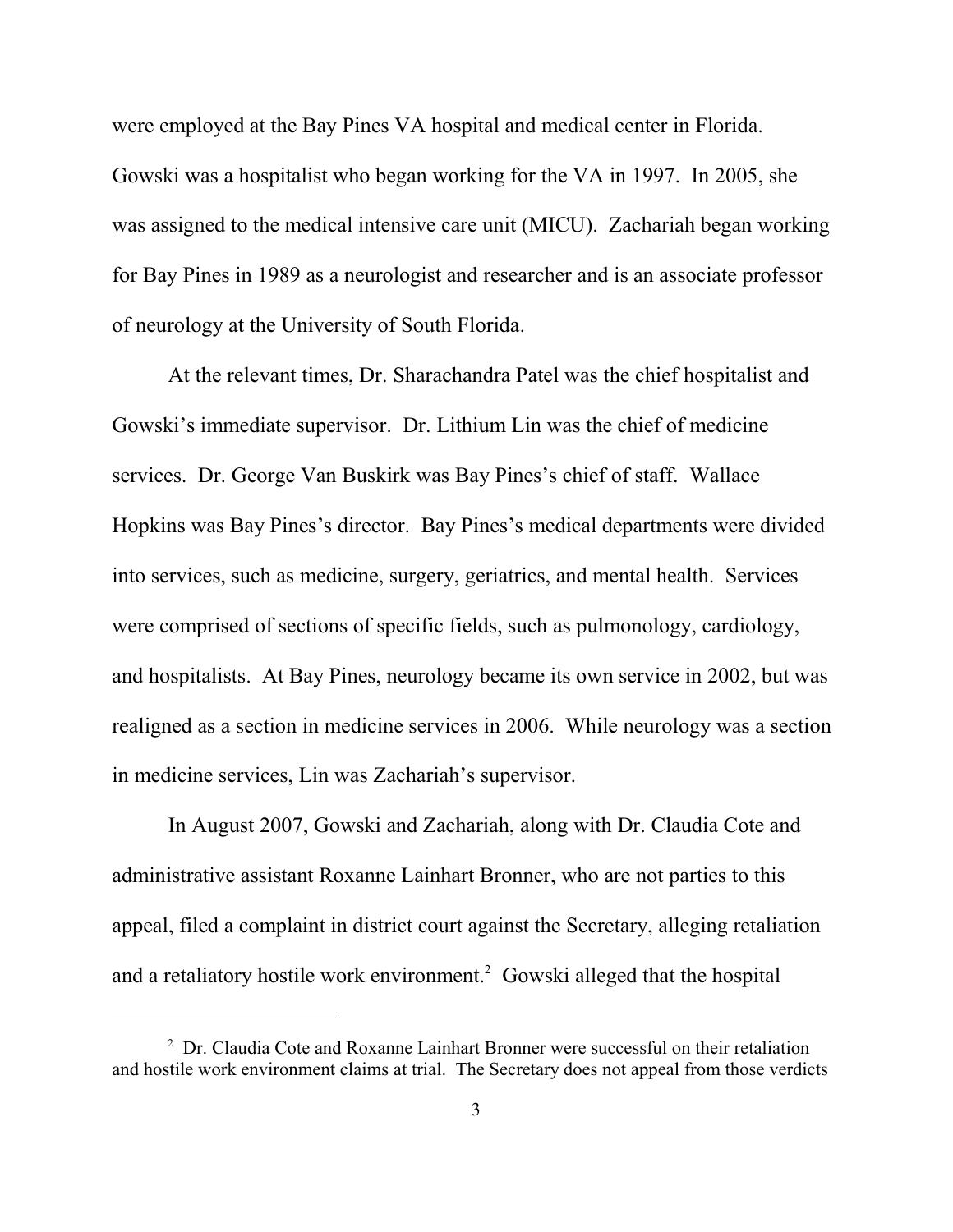were employed at the Bay Pines VA hospital and medical center in Florida. Gowski was a hospitalist who began working for the VA in 1997. In 2005, she was assigned to the medical intensive care unit (MICU). Zachariah began working for Bay Pines in 1989 as a neurologist and researcher and is an associate professor of neurology at the University of South Florida.

At the relevant times, Dr. Sharachandra Patel was the chief hospitalist and Gowski's immediate supervisor. Dr. Lithium Lin was the chief of medicine services. Dr. George Van Buskirk was Bay Pines's chief of staff. Wallace Hopkins was Bay Pines's director. Bay Pines's medical departments were divided into services, such as medicine, surgery, geriatrics, and mental health. Services were comprised of sections of specific fields, such as pulmonology, cardiology, and hospitalists. At Bay Pines, neurology became its own service in 2002, but was realigned as a section in medicine services in 2006. While neurology was a section in medicine services, Lin was Zachariah's supervisor.

In August 2007, Gowski and Zachariah, along with Dr. Claudia Cote and administrative assistant Roxanne Lainhart Bronner, who are not parties to this appeal, filed a complaint in district court against the Secretary, alleging retaliation and a retaliatory hostile work environment.[2] Gowski alleged that the hospital

[2] Dr. Claudia Cote and Roxanne Lainhart Bronner were successful on their retaliation and hostile work environment claims at trial. The Secretary does not appeal from those verdicts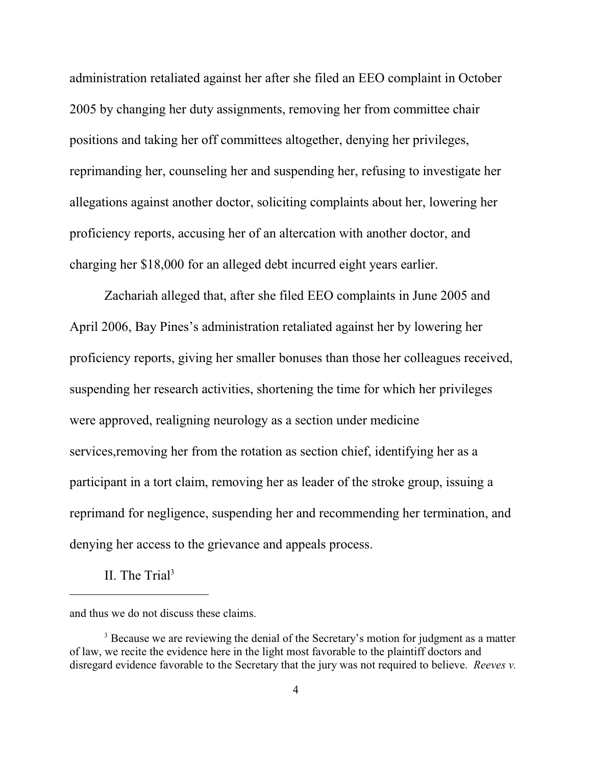administration retaliated against her after she filed an EEO complaint in October 2005 by changing her duty assignments, removing her from committee chair positions and taking her off committees altogether, denying her privileges, reprimanding her, counseling her and suspending her, refusing to investigate her allegations against another doctor, soliciting complaints about her, lowering her proficiency reports, accusing her of an altercation with another doctor, and charging her $18,000 for an alleged debt incurred eight years earlier.

Zachariah alleged that, after she filed EEO complaints in June 2005 and April 2006, Bay Pines's administration retaliated against her by lowering her proficiency reports, giving her smaller bonuses than those her colleagues received, suspending her research activities, shortening the time for which her privileges were approved, realigning neurology as a section under medicine services,removing her from the rotation as section chief, identifying her as a participant in a tort claim, removing her as leader of the stroke group, issuing a reprimand for negligence, suspending her and recommending her termination, and denying her access to the grievance and appeals process.

## II. The Trial[3]

---

and thus we do not discuss these claims.

[3] Because we are reviewing the denial of the Secretary's motion for judgment as a matter of law, we recite the evidence here in the light most favorable to the plaintiff doctors and disregard evidence favorable to the Secretary that the jury was not required to believe. *Reeves v.*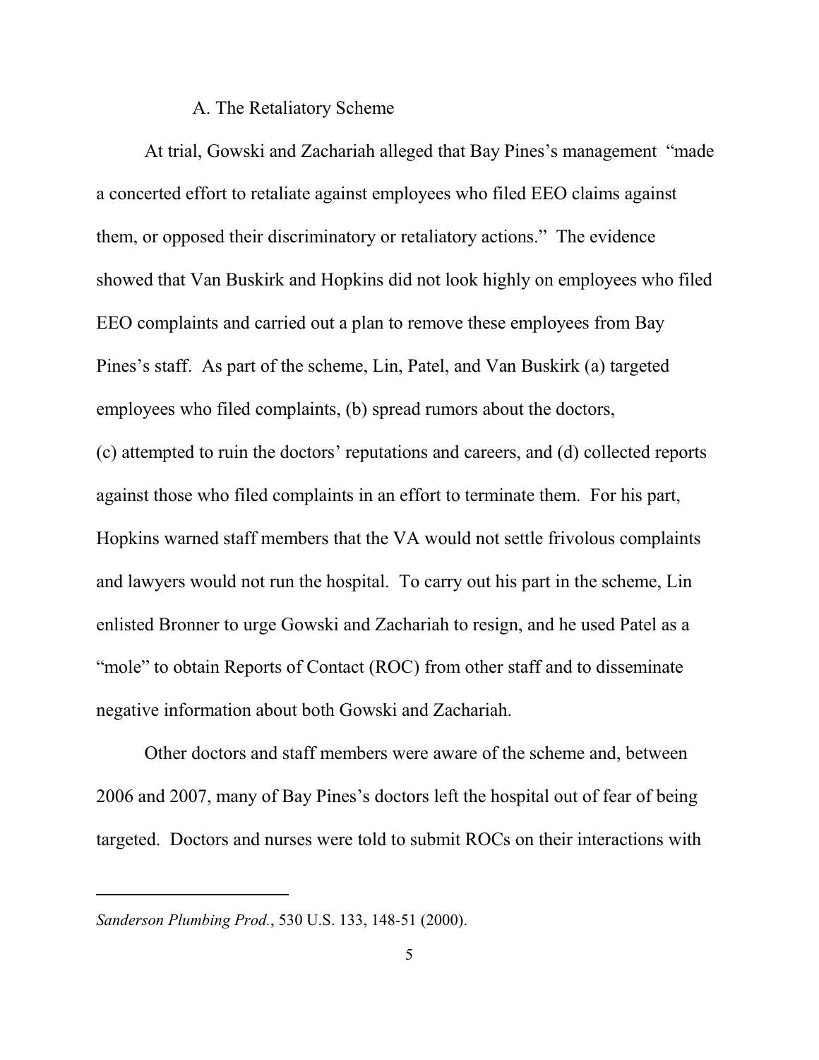A. The Retaliatory Scheme

At trial, Gowski and Zachariah alleged that Bay Pines's management "made a concerted effort to retaliate against employees who filed EEO claims against them, or opposed their discriminatory or retaliatory actions." The evidence showed that Van Buskirk and Hopkins did not look highly on employees who filed EEO complaints and carried out a plan to remove these employees from Bay Pines's staff. As part of the scheme, Lin, Patel, and Van Buskirk (a) targeted employees who filed complaints, (b) spread rumors about the doctors, (c) attempted to ruin the doctors' reputations and careers, and (d) collected reports against those who filed complaints in an effort to terminate them. For his part, Hopkins warned staff members that the VA would not settle frivolous complaints and lawyers would not run the hospital. To carry out his part in the scheme, Lin enlisted Bronner to urge Gowski and Zachariah to resign, and he used Patel as a "mole" to obtain Reports of Contact (ROC) from other staff and to disseminate negative information about both Gowski and Zachariah.

Other doctors and staff members were aware of the scheme and, between 2006 and 2007, many of Bay Pines's doctors left the hospital out of fear of being targeted. Doctors and nurses were told to submit ROCs on their interactions with

---

*Sanderson Plumbing Prod.*, 530 U.S. 133, 148-51 (2000).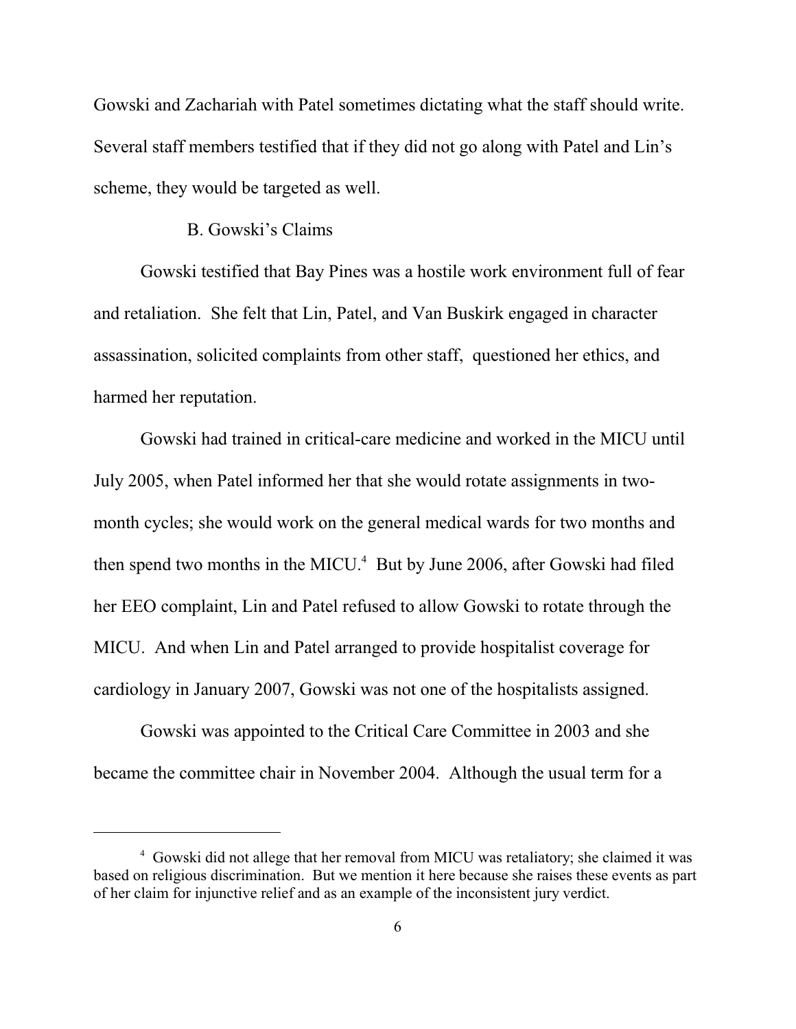Gowski and Zachariah with Patel sometimes dictating what the staff should write. Several staff members testified that if they did not go along with Patel and Lin's scheme, they would be targeted as well.

### B. Gowski's Claims

Gowski testified that Bay Pines was a hostile work environment full of fear and retaliation. She felt that Lin, Patel, and Van Buskirk engaged in character assassination, solicited complaints from other staff, questioned her ethics, and harmed her reputation.

Gowski had trained in critical-care medicine and worked in the MICU until July 2005, when Patel informed her that she would rotate assignments in two-month cycles; she would work on the general medical wards for two months and then spend two months in the MICU.[4] But by June 2006, after Gowski had filed her EEO complaint, Lin and Patel refused to allow Gowski to rotate through the MICU. And when Lin and Patel arranged to provide hospitalist coverage for cardiology in January 2007, Gowski was not one of the hospitalists assigned.

Gowski was appointed to the Critical Care Committee in 2003 and she became the committee chair in November 2004. Although the usual term for a

[4] Gowski did not allege that her removal from MICU was retaliatory; she claimed it was based on religious discrimination. But we mention it here because she raises these events as part of her claim for injunctive relief and as an example of the inconsistent jury verdict.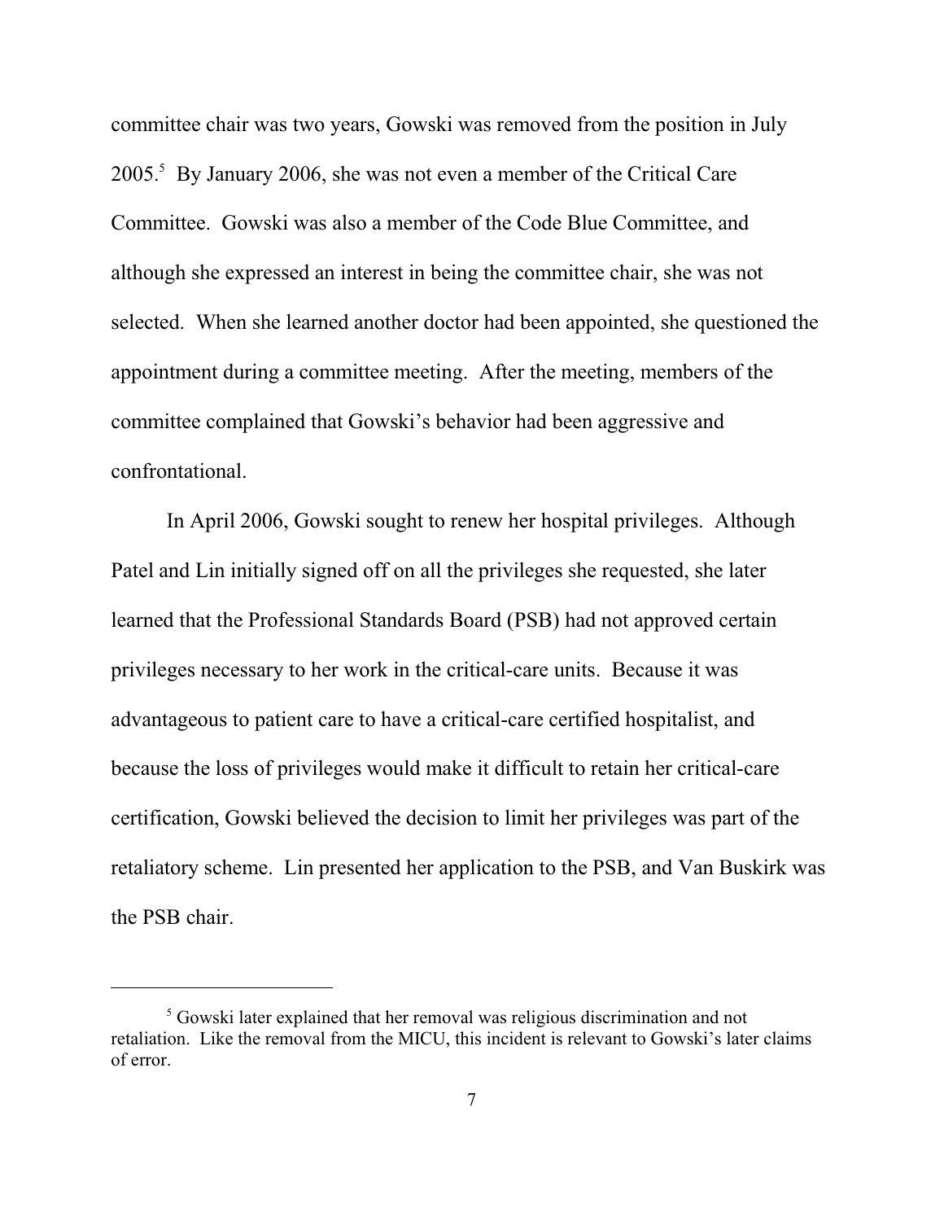committee chair was two years, Gowski was removed from the position in July 2005.[5] By January 2006, she was not even a member of the Critical Care Committee. Gowski was also a member of the Code Blue Committee, and although she expressed an interest in being the committee chair, she was not selected. When she learned another doctor had been appointed, she questioned the appointment during a committee meeting. After the meeting, members of the committee complained that Gowski's behavior had been aggressive and confrontational.

In April 2006, Gowski sought to renew her hospital privileges. Although Patel and Lin initially signed off on all the privileges she requested, she later learned that the Professional Standards Board (PSB) had not approved certain privileges necessary to her work in the critical-care units. Because it was advantageous to patient care to have a critical-care certified hospitalist, and because the loss of privileges would make it difficult to retain her critical-care certification, Gowski believed the decision to limit her privileges was part of the retaliatory scheme. Lin presented her application to the PSB, and Van Buskirk was the PSB chair.

---

[5] Gowski later explained that her removal was religious discrimination and not retaliation. Like the removal from the MICU, this incident is relevant to Gowski's later claims of error.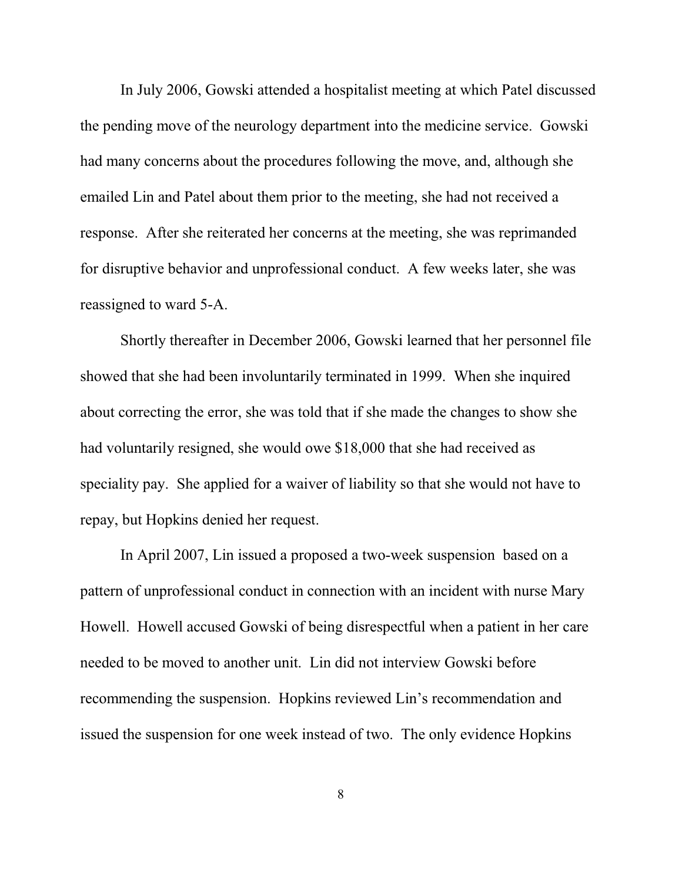In July 2006, Gowski attended a hospitalist meeting at which Patel discussed the pending move of the neurology department into the medicine service. Gowski had many concerns about the procedures following the move, and, although she emailed Lin and Patel about them prior to the meeting, she had not received a response. After she reiterated her concerns at the meeting, she was reprimanded for disruptive behavior and unprofessional conduct. A few weeks later, she was reassigned to ward 5-A.

Shortly thereafter in December 2006, Gowski learned that her personnel file showed that she had been involuntarily terminated in 1999. When she inquired about correcting the error, she was told that if she made the changes to show she had voluntarily resigned, she would owe $18,000 that she had received as speciality pay. She applied for a waiver of liability so that she would not have to repay, but Hopkins denied her request.

In April 2007, Lin issued a proposed a two-week suspension based on a pattern of unprofessional conduct in connection with an incident with nurse Mary Howell. Howell accused Gowski of being disrespectful when a patient in her care needed to be moved to another unit. Lin did not interview Gowski before recommending the suspension. Hopkins reviewed Lin's recommendation and issued the suspension for one week instead of two. The only evidence Hopkins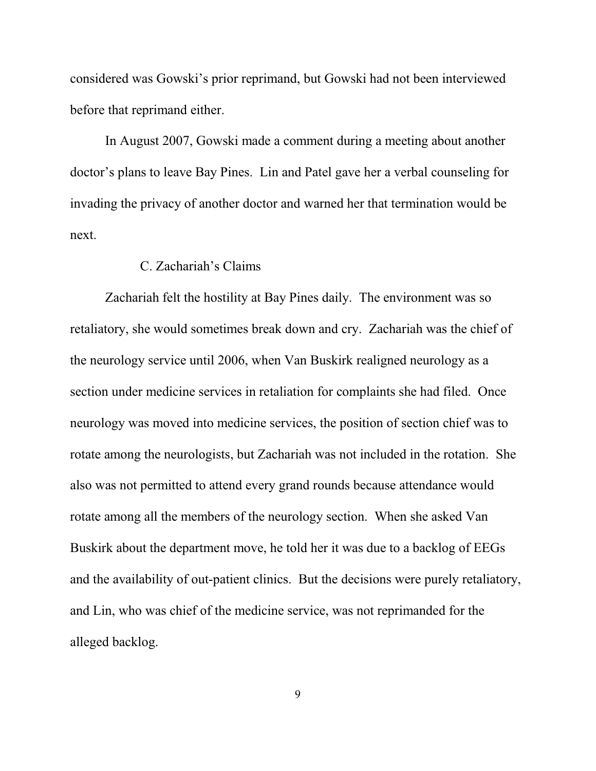considered was Gowski's prior reprimand, but Gowski had not been interviewed before that reprimand either.

In August 2007, Gowski made a comment during a meeting about another doctor's plans to leave Bay Pines. Lin and Patel gave her a verbal counseling for invading the privacy of another doctor and warned her that termination would be next.

### C. Zachariah's Claims

Zachariah felt the hostility at Bay Pines daily. The environment was so retaliatory, she would sometimes break down and cry. Zachariah was the chief of the neurology service until 2006, when Van Buskirk realigned neurology as a section under medicine services in retaliation for complaints she had filed. Once neurology was moved into medicine services, the position of section chief was to rotate among the neurologists, but Zachariah was not included in the rotation. She also was not permitted to attend every grand rounds because attendance would rotate among all the members of the neurology section. When she asked Van Buskirk about the department move, he told her it was due to a backlog of EEGs and the availability of out-patient clinics. But the decisions were purely retaliatory, and Lin, who was chief of the medicine service, was not reprimanded for the alleged backlog.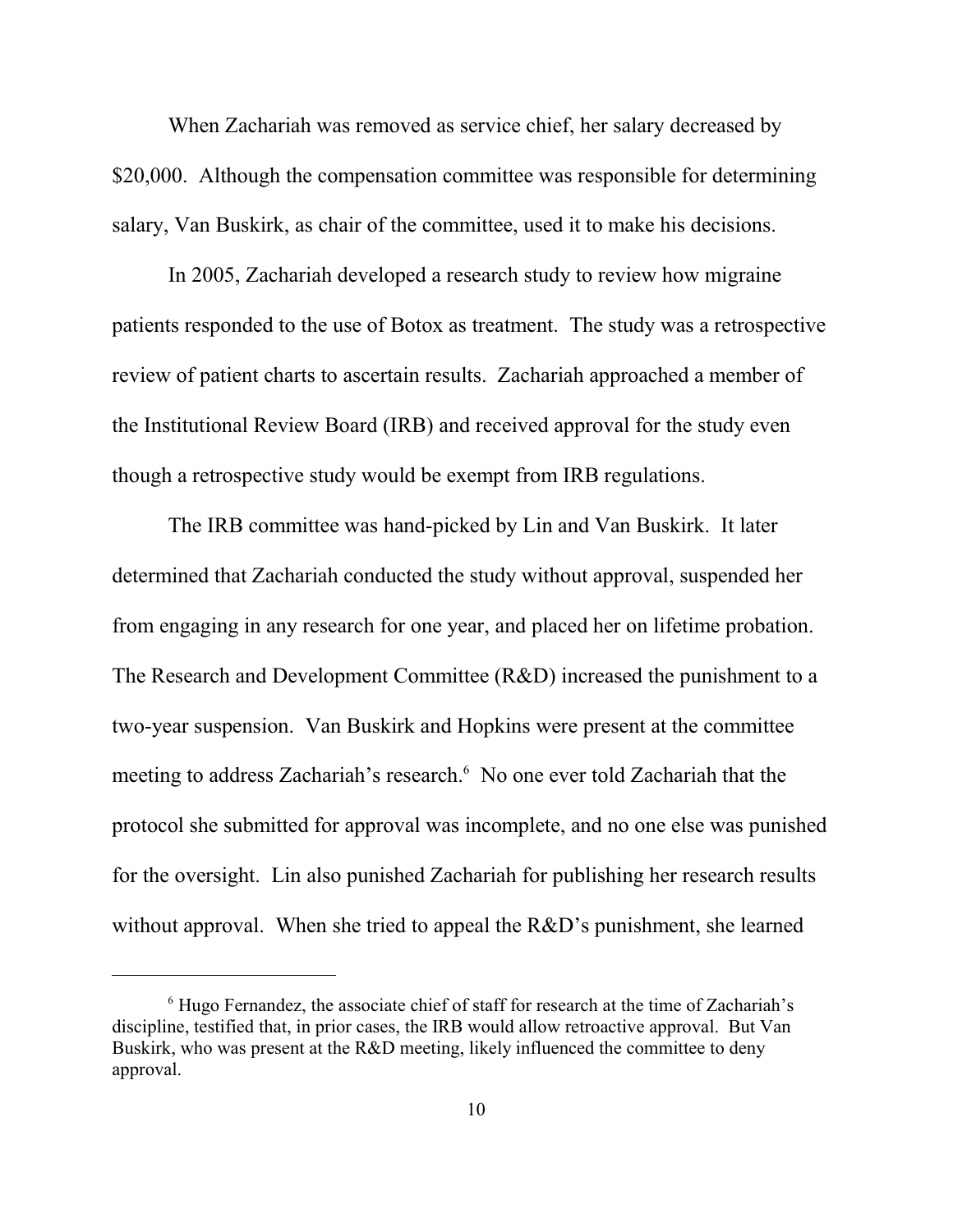When Zachariah was removed as service chief, her salary decreased by $20,000. Although the compensation committee was responsible for determining salary, Van Buskirk, as chair of the committee, used it to make his decisions.

In 2005, Zachariah developed a research study to review how migraine patients responded to the use of Botox as treatment. The study was a retrospective review of patient charts to ascertain results. Zachariah approached a member of the Institutional Review Board (IRB) and received approval for the study even though a retrospective study would be exempt from IRB regulations.

The IRB committee was hand-picked by Lin and Van Buskirk. It later determined that Zachariah conducted the study without approval, suspended her from engaging in any research for one year, and placed her on lifetime probation. The Research and Development Committee (R&D) increased the punishment to a two-year suspension. Van Buskirk and Hopkins were present at the committee meeting to address Zachariah's research.[6] No one ever told Zachariah that the protocol she submitted for approval was incomplete, and no one else was punished for the oversight. Lin also punished Zachariah for publishing her research results without approval. When she tried to appeal the R&D's punishment, she learned

---

[6] Hugo Fernandez, the associate chief of staff for research at the time of Zachariah's discipline, testified that, in prior cases, the IRB would allow retroactive approval. But Van Buskirk, who was present at the R&D meeting, likely influenced the committee to deny approval.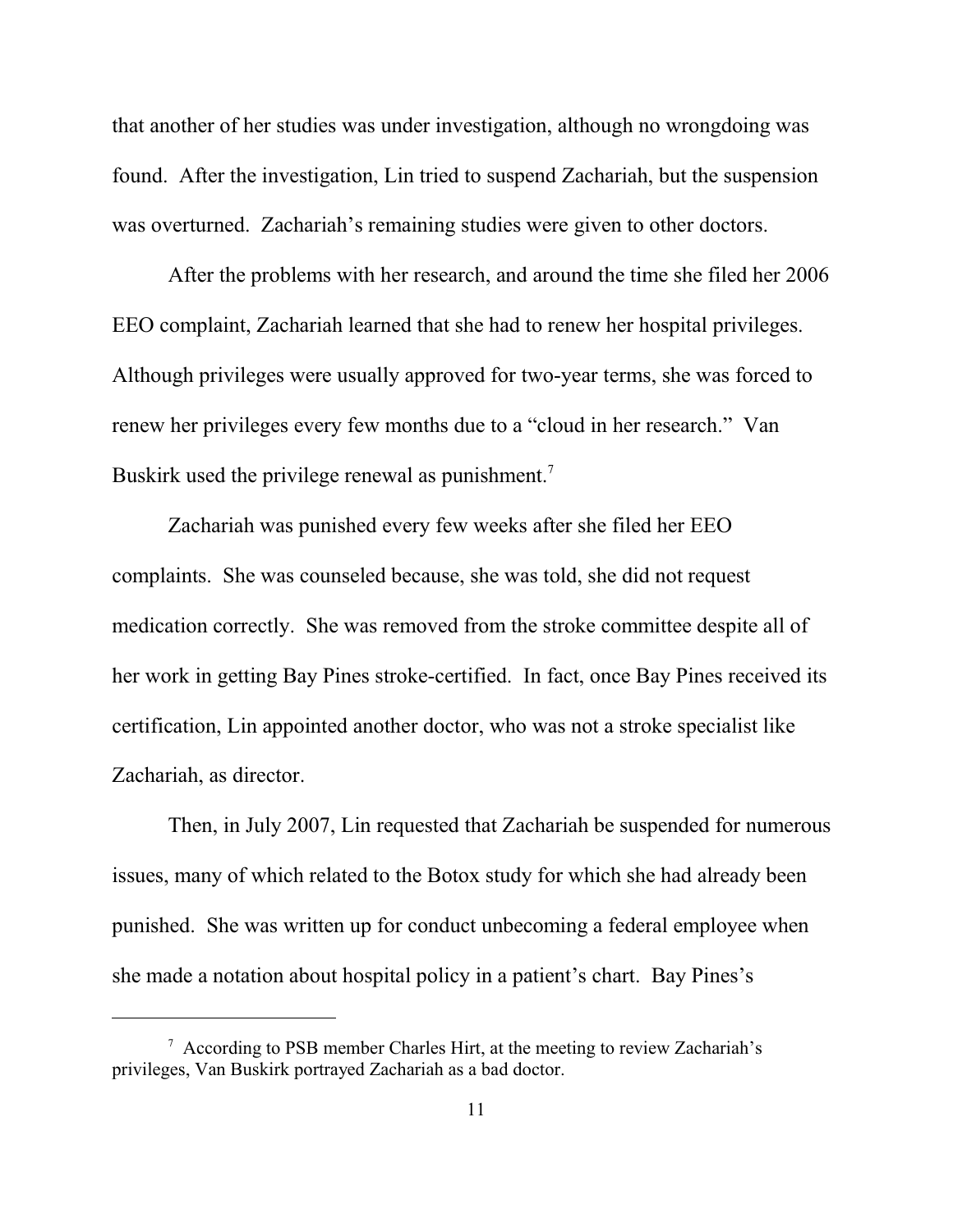that another of her studies was under investigation, although no wrongdoing was found. After the investigation, Lin tried to suspend Zachariah, but the suspension was overturned. Zachariah's remaining studies were given to other doctors.

After the problems with her research, and around the time she filed her 2006 EEO complaint, Zachariah learned that she had to renew her hospital privileges. Although privileges were usually approved for two-year terms, she was forced to renew her privileges every few months due to a "cloud in her research." Van Buskirk used the privilege renewal as punishment.[7]

Zachariah was punished every few weeks after she filed her EEO complaints. She was counseled because, she was told, she did not request medication correctly. She was removed from the stroke committee despite all of her work in getting Bay Pines stroke-certified. In fact, once Bay Pines received its certification, Lin appointed another doctor, who was not a stroke specialist like Zachariah, as director.

Then, in July 2007, Lin requested that Zachariah be suspended for numerous issues, many of which related to the Botox study for which she had already been punished. She was written up for conduct unbecoming a federal employee when she made a notation about hospital policy in a patient's chart. Bay Pines's

---

[7] According to PSB member Charles Hirt, at the meeting to review Zachariah's privileges, Van Buskirk portrayed Zachariah as a bad doctor.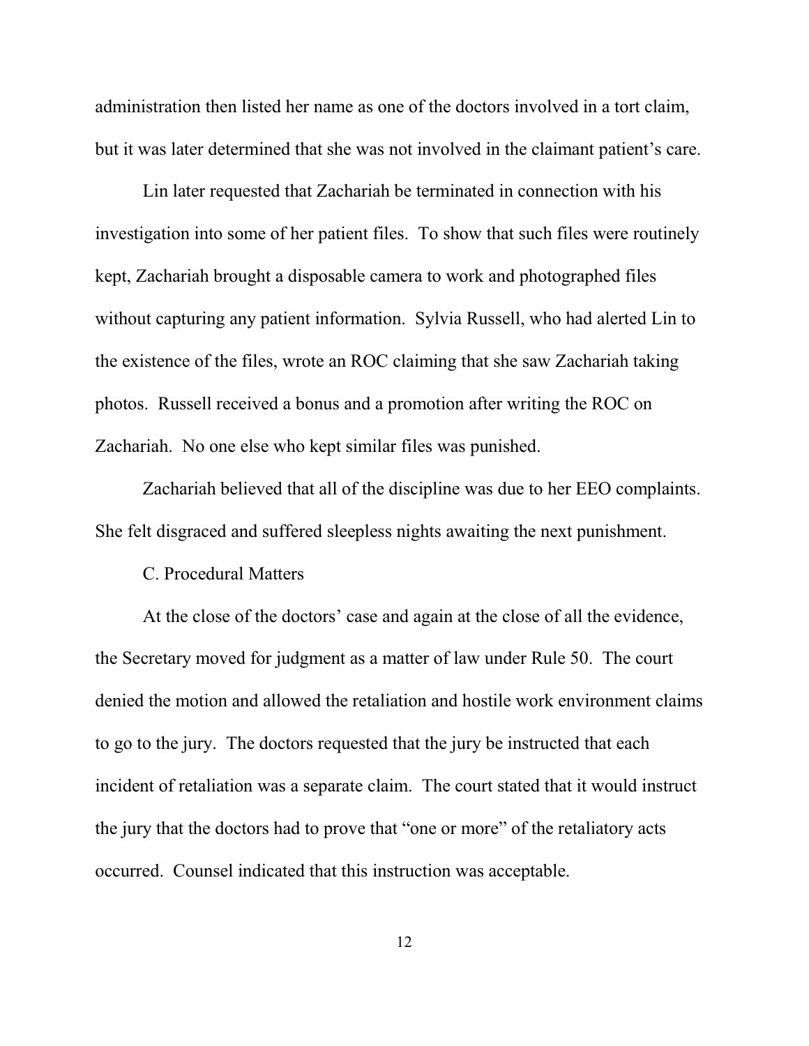administration then listed her name as one of the doctors involved in a tort claim, but it was later determined that she was not involved in the claimant patient's care.

Lin later requested that Zachariah be terminated in connection with his investigation into some of her patient files. To show that such files were routinely kept, Zachariah brought a disposable camera to work and photographed files without capturing any patient information. Sylvia Russell, who had alerted Lin to the existence of the files, wrote an ROC claiming that she saw Zachariah taking photos. Russell received a bonus and a promotion after writing the ROC on Zachariah. No one else who kept similar files was punished.

Zachariah believed that all of the discipline was due to her EEO complaints. She felt disgraced and suffered sleepless nights awaiting the next punishment.

C. Procedural Matters

At the close of the doctors' case and again at the close of all the evidence, the Secretary moved for judgment as a matter of law under Rule 50. The court denied the motion and allowed the retaliation and hostile work environment claims to go to the jury. The doctors requested that the jury be instructed that each incident of retaliation was a separate claim. The court stated that it would instruct the jury that the doctors had to prove that "one or more" of the retaliatory acts occurred. Counsel indicated that this instruction was acceptable.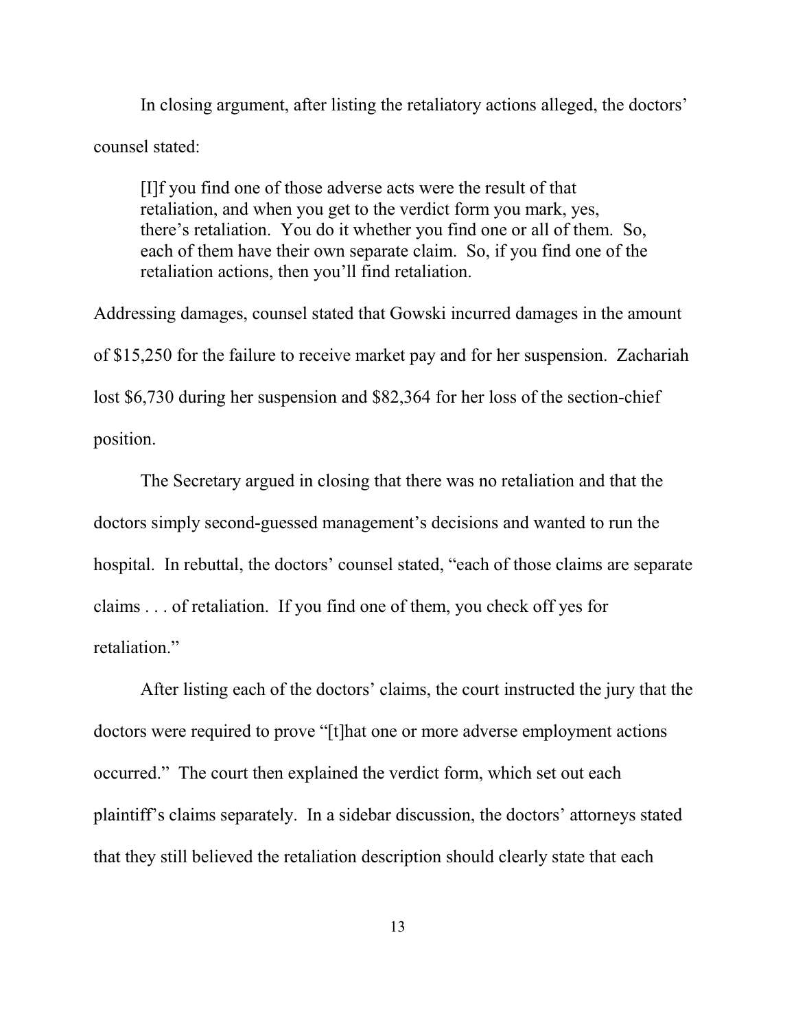In closing argument, after listing the retaliatory actions alleged, the doctors' counsel stated:

> [I]f you find one of those adverse acts were the result of that retaliation, and when you get to the verdict form you mark, yes, there's retaliation. You do it whether you find one or all of them. So, each of them have their own separate claim. So, if you find one of the retaliation actions, then you'll find retaliation.

Addressing damages, counsel stated that Gowski incurred damages in the amount of $15,250 for the failure to receive market pay and for her suspension. Zachariah lost $6,730 during her suspension and $82,364 for her loss of the section-chief position.

The Secretary argued in closing that there was no retaliation and that the doctors simply second-guessed management's decisions and wanted to run the hospital. In rebuttal, the doctors' counsel stated, "each of those claims are separate claims . . . of retaliation. If you find one of them, you check off yes for retaliation."

After listing each of the doctors' claims, the court instructed the jury that the doctors were required to prove "[t]hat one or more adverse employment actions occurred." The court then explained the verdict form, which set out each plaintiff's claims separately. In a sidebar discussion, the doctors' attorneys stated that they still believed the retaliation description should clearly state that each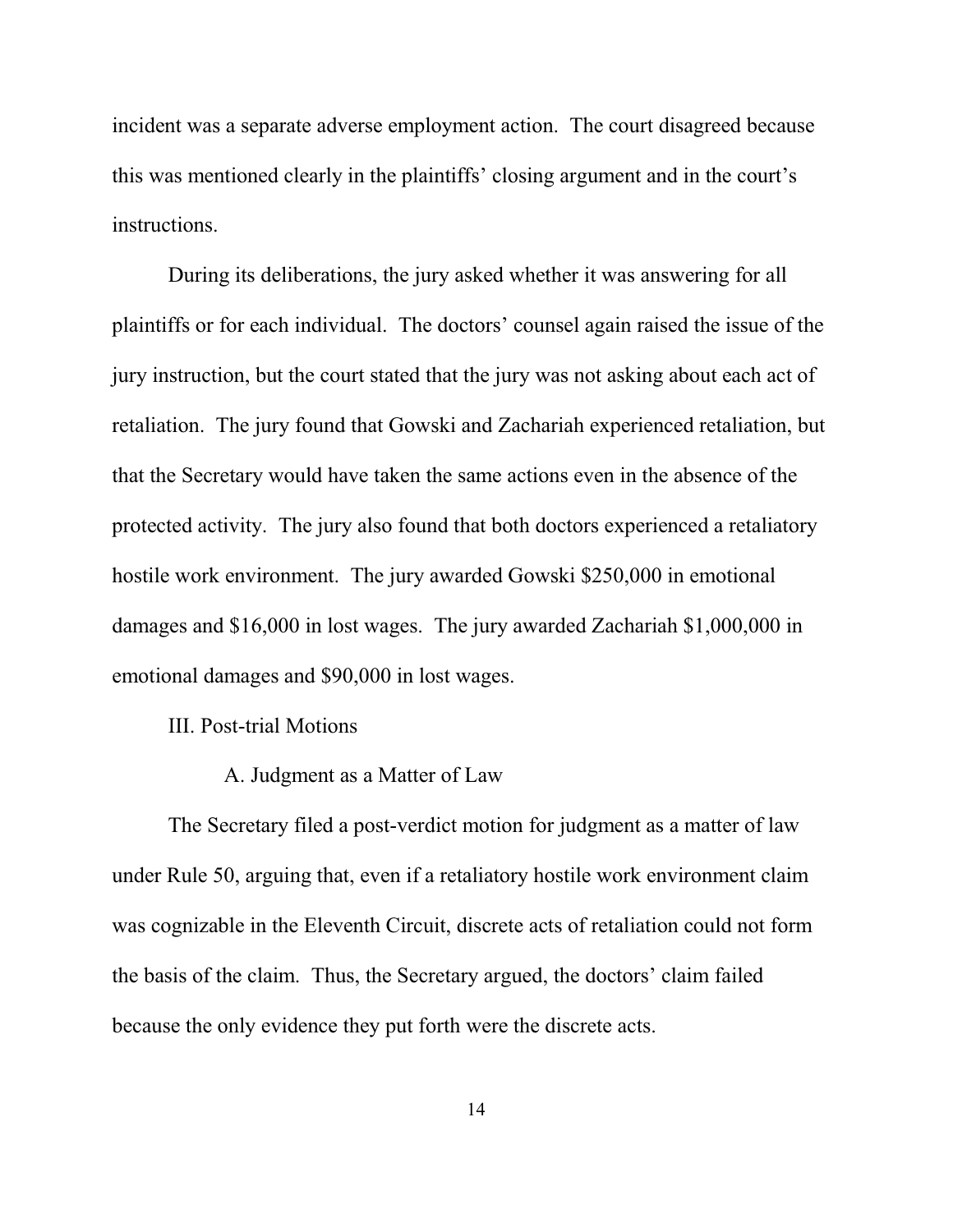incident was a separate adverse employment action. The court disagreed because this was mentioned clearly in the plaintiffs' closing argument and in the court's instructions.

During its deliberations, the jury asked whether it was answering for all plaintiffs or for each individual. The doctors' counsel again raised the issue of the jury instruction, but the court stated that the jury was not asking about each act of retaliation. The jury found that Gowski and Zachariah experienced retaliation, but that the Secretary would have taken the same actions even in the absence of the protected activity. The jury also found that both doctors experienced a retaliatory hostile work environment. The jury awarded Gowski $250,000 in emotional damages and $16,000 in lost wages. The jury awarded Zachariah $1,000,000 in emotional damages and $90,000 in lost wages.

## III. Post-trial Motions

### A. Judgment as a Matter of Law

The Secretary filed a post-verdict motion for judgment as a matter of law under Rule 50, arguing that, even if a retaliatory hostile work environment claim was cognizable in the Eleventh Circuit, discrete acts of retaliation could not form the basis of the claim. Thus, the Secretary argued, the doctors' claim failed because the only evidence they put forth were the discrete acts.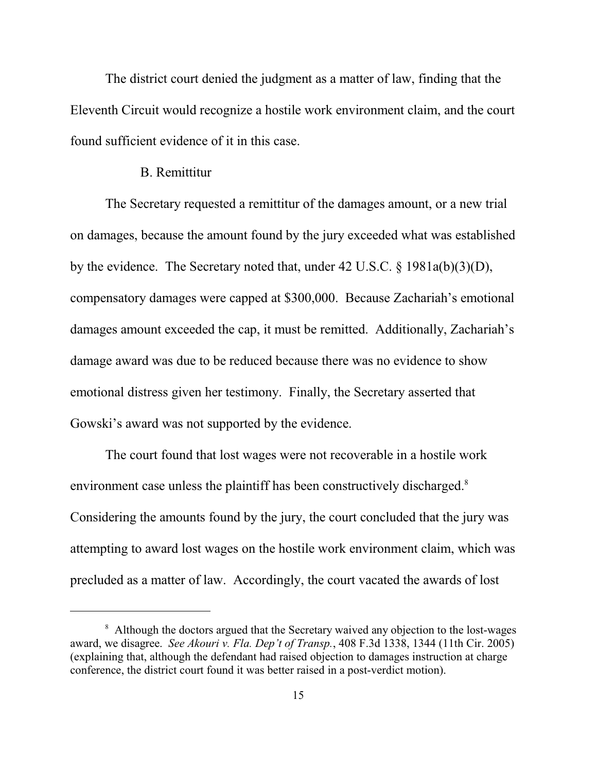The district court denied the judgment as a matter of law, finding that the Eleventh Circuit would recognize a hostile work environment claim, and the court found sufficient evidence of it in this case.

B. Remittitur

The Secretary requested a remittitur of the damages amount, or a new trial on damages, because the amount found by the jury exceeded what was established by the evidence. The Secretary noted that, under 42 U.S.C. § 1981a(b)(3)(D), compensatory damages were capped at $300,000. Because Zachariah's emotional damages amount exceeded the cap, it must be remitted. Additionally, Zachariah's damage award was due to be reduced because there was no evidence to show emotional distress given her testimony. Finally, the Secretary asserted that Gowski's award was not supported by the evidence.

The court found that lost wages were not recoverable in a hostile work environment case unless the plaintiff has been constructively discharged.[8] Considering the amounts found by the jury, the court concluded that the jury was attempting to award lost wages on the hostile work environment claim, which was precluded as a matter of law. Accordingly, the court vacated the awards of lost

[8] Although the doctors argued that the Secretary waived any objection to the lost-wages award, we disagree. *See Akouri v. Fla. Dep't of Transp.*, 408 F.3d 1338, 1344 (11th Cir. 2005) (explaining that, although the defendant had raised objection to damages instruction at charge conference, the district court found it was better raised in a post-verdict motion).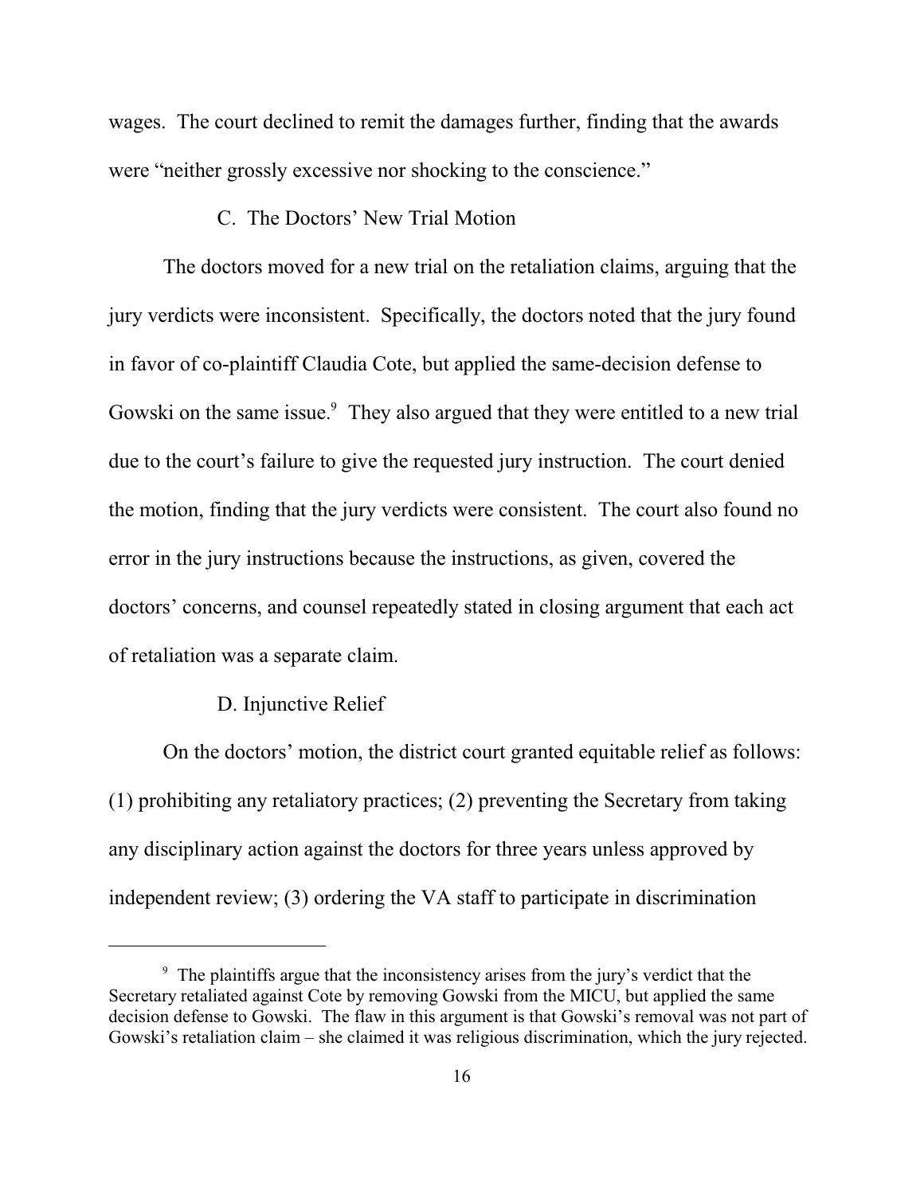wages. The court declined to remit the damages further, finding that the awards were "neither grossly excessive nor shocking to the conscience."

### C. The Doctors' New Trial Motion

The doctors moved for a new trial on the retaliation claims, arguing that the jury verdicts were inconsistent. Specifically, the doctors noted that the jury found in favor of co-plaintiff Claudia Cote, but applied the same-decision defense to Gowski on the same issue.[9] They also argued that they were entitled to a new trial due to the court's failure to give the requested jury instruction. The court denied the motion, finding that the jury verdicts were consistent. The court also found no error in the jury instructions because the instructions, as given, covered the doctors' concerns, and counsel repeatedly stated in closing argument that each act of retaliation was a separate claim.

### D. Injunctive Relief

On the doctors' motion, the district court granted equitable relief as follows: (1) prohibiting any retaliatory practices; (2) preventing the Secretary from taking any disciplinary action against the doctors for three years unless approved by independent review; (3) ordering the VA staff to participate in discrimination

---

[9] The plaintiffs argue that the inconsistency arises from the jury's verdict that the Secretary retaliated against Cote by removing Gowski from the MICU, but applied the same decision defense to Gowski. The flaw in this argument is that Gowski's removal was not part of Gowski's retaliation claim – she claimed it was religious discrimination, which the jury rejected.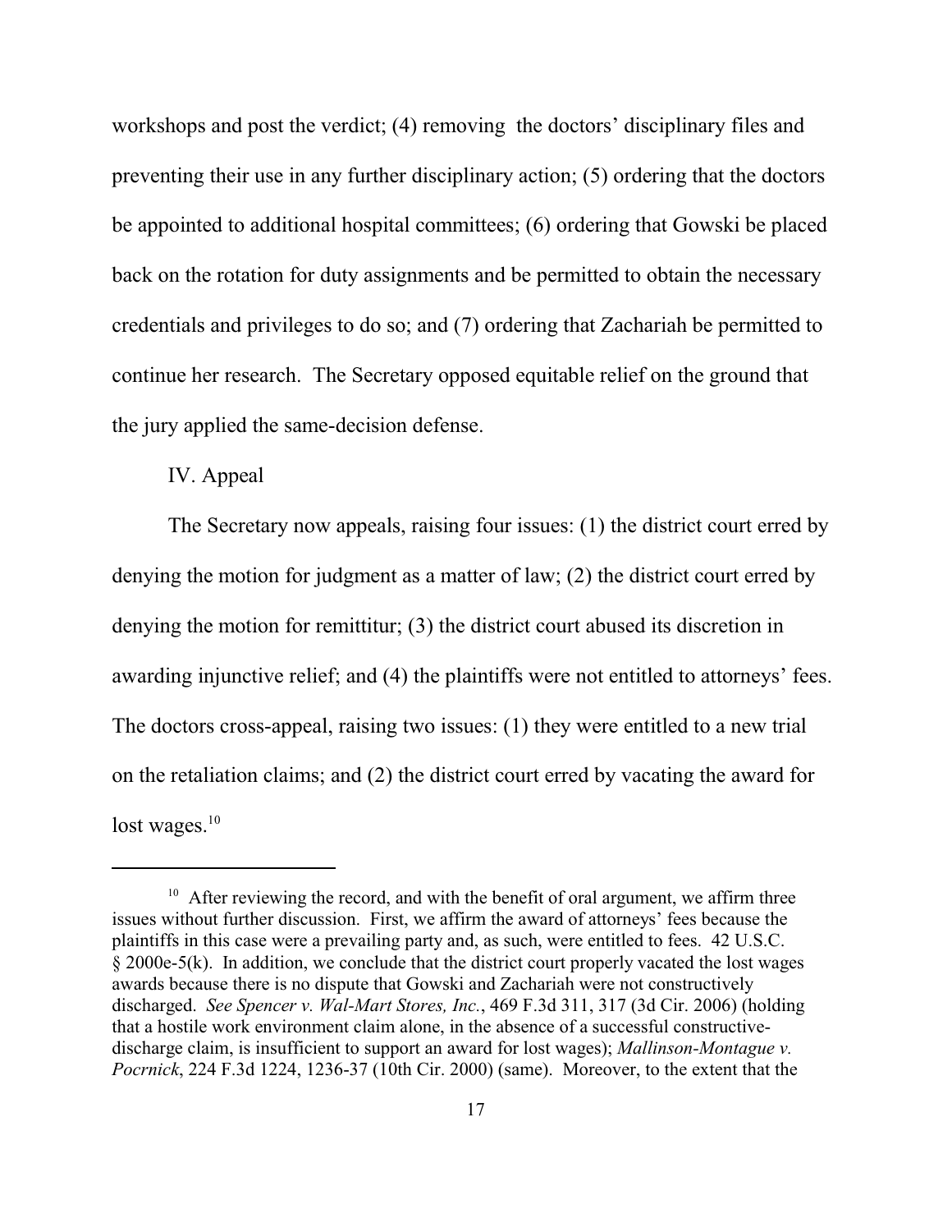workshops and post the verdict; (4) removing the doctors' disciplinary files and preventing their use in any further disciplinary action; (5) ordering that the doctors be appointed to additional hospital committees; (6) ordering that Gowski be placed back on the rotation for duty assignments and be permitted to obtain the necessary credentials and privileges to do so; and (7) ordering that Zachariah be permitted to continue her research. The Secretary opposed equitable relief on the ground that the jury applied the same-decision defense.

IV. Appeal

The Secretary now appeals, raising four issues: (1) the district court erred by denying the motion for judgment as a matter of law; (2) the district court erred by denying the motion for remittitur; (3) the district court abused its discretion in awarding injunctive relief; and (4) the plaintiffs were not entitled to attorneys' fees. The doctors cross-appeal, raising two issues: (1) they were entitled to a new trial on the retaliation claims; and (2) the district court erred by vacating the award for lost wages.[10]

---

[10] After reviewing the record, and with the benefit of oral argument, we affirm three issues without further discussion. First, we affirm the award of attorneys' fees because the plaintiffs in this case were a prevailing party and, as such, were entitled to fees. 42 U.S.C. § 2000e-5(k). In addition, we conclude that the district court properly vacated the lost wages awards because there is no dispute that Gowski and Zachariah were not constructively discharged. *See Spencer v. Wal-Mart Stores, Inc.*, 469 F.3d 311, 317 (3d Cir. 2006) (holding that a hostile work environment claim alone, in the absence of a successful constructive-discharge claim, is insufficient to support an award for lost wages); *Mallinson-Montague v. Pocrnick*, 224 F.3d 1224, 1236-37 (10th Cir. 2000) (same). Moreover, to the extent that the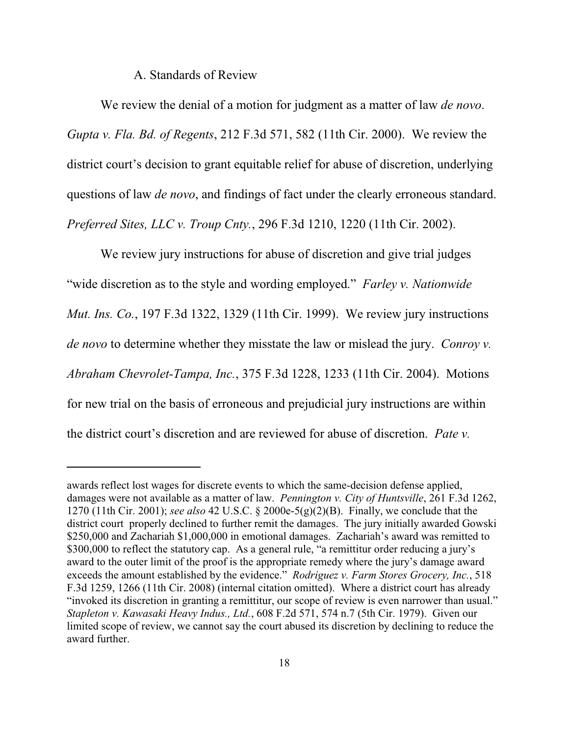A. Standards of Review

We review the denial of a motion for judgment as a matter of law *de novo*. *Gupta v. Fla. Bd. of Regents*, 212 F.3d 571, 582 (11th Cir. 2000). We review the district court's decision to grant equitable relief for abuse of discretion, underlying questions of law *de novo*, and findings of fact under the clearly erroneous standard. *Preferred Sites, LLC v. Troup Cnty.*, 296 F.3d 1210, 1220 (11th Cir. 2002).

We review jury instructions for abuse of discretion and give trial judges "wide discretion as to the style and wording employed." *Farley v. Nationwide Mut. Ins. Co.*, 197 F.3d 1322, 1329 (11th Cir. 1999). We review jury instructions *de novo* to determine whether they misstate the law or mislead the jury. *Conroy v. Abraham Chevrolet-Tampa, Inc.*, 375 F.3d 1228, 1233 (11th Cir. 2004). Motions for new trial on the basis of erroneous and prejudicial jury instructions are within the district court's discretion and are reviewed for abuse of discretion. *Pate v.*

---

awards reflect lost wages for discrete events to which the same-decision defense applied, damages were not available as a matter of law. *Pennington v. City of Huntsville*, 261 F.3d 1262, 1270 (11th Cir. 2001); *see also* 42 U.S.C. § 2000e-5(g)(2)(B). Finally, we conclude that the district court properly declined to further remit the damages. The jury initially awarded Gowski $250,000 and Zachariah $1,000,000 in emotional damages. Zachariah's award was remitted to $300,000 to reflect the statutory cap. As a general rule, "a remittitur order reducing a jury's award to the outer limit of the proof is the appropriate remedy where the jury's damage award exceeds the amount established by the evidence." *Rodriguez v. Farm Stores Grocery, Inc.*, 518 F.3d 1259, 1266 (11th Cir. 2008) (internal citation omitted). Where a district court has already "invoked its discretion in granting a remittitur, our scope of review is even narrower than usual." *Stapleton v. Kawasaki Heavy Indus., Ltd.*, 608 F.2d 571, 574 n.7 (5th Cir. 1979). Given our limited scope of review, we cannot say the court abused its discretion by declining to reduce the award further.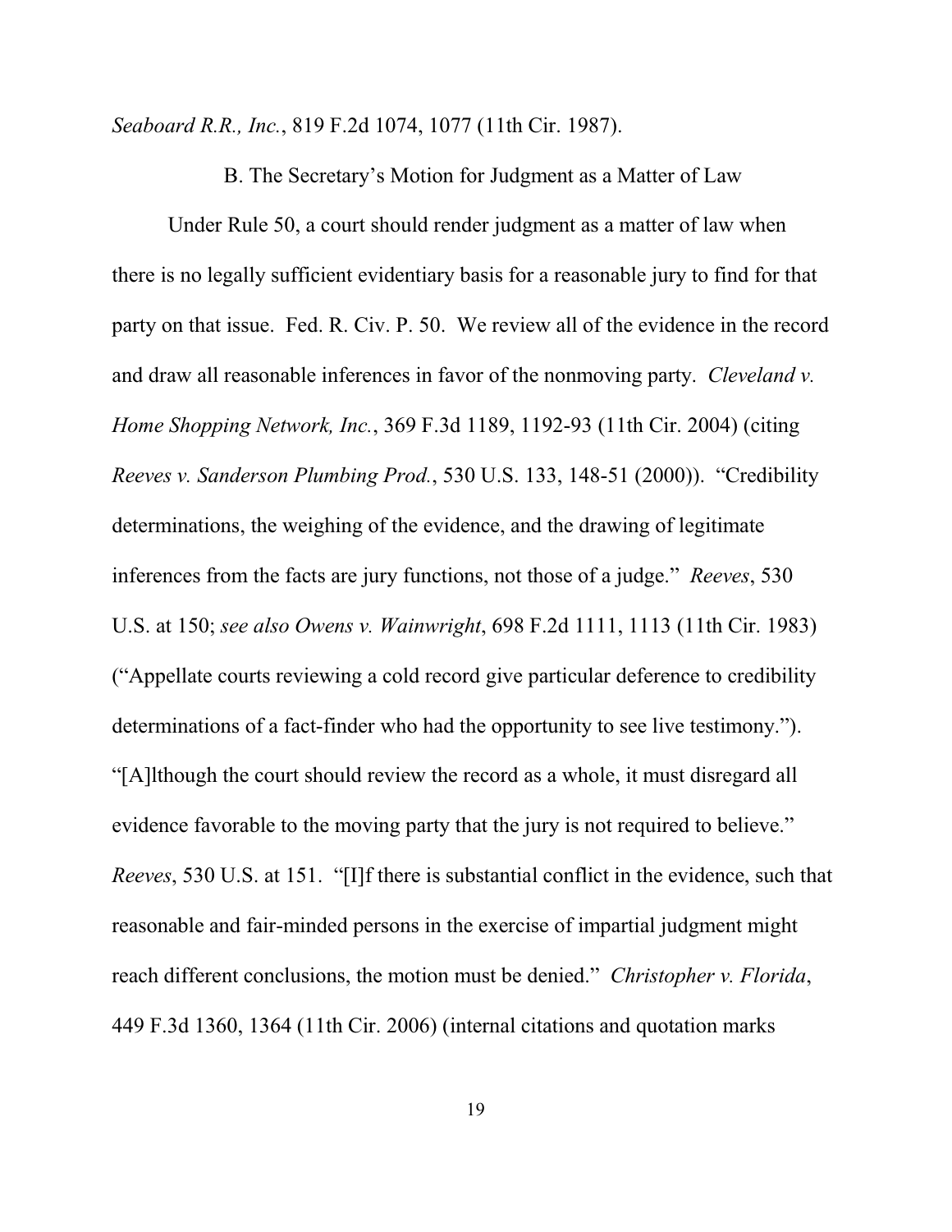*Seaboard R.R., Inc.*, 819 F.2d 1074, 1077 (11th Cir. 1987).

### B. The Secretary's Motion for Judgment as a Matter of Law

Under Rule 50, a court should render judgment as a matter of law when there is no legally sufficient evidentiary basis for a reasonable jury to find for that party on that issue. Fed. R. Civ. P. 50. We review all of the evidence in the record and draw all reasonable inferences in favor of the nonmoving party. *Cleveland v. Home Shopping Network, Inc.*, 369 F.3d 1189, 1192-93 (11th Cir. 2004) (citing *Reeves v. Sanderson Plumbing Prod.*, 530 U.S. 133, 148-51 (2000)). "Credibility determinations, the weighing of the evidence, and the drawing of legitimate inferences from the facts are jury functions, not those of a judge." *Reeves*, 530 U.S. at 150; *see also Owens v. Wainwright*, 698 F.2d 1111, 1113 (11th Cir. 1983) ("Appellate courts reviewing a cold record give particular deference to credibility determinations of a fact-finder who had the opportunity to see live testimony."). "[A]lthough the court should review the record as a whole, it must disregard all evidence favorable to the moving party that the jury is not required to believe." *Reeves*, 530 U.S. at 151. "[I]f there is substantial conflict in the evidence, such that reasonable and fair-minded persons in the exercise of impartial judgment might reach different conclusions, the motion must be denied." *Christopher v. Florida*, 449 F.3d 1360, 1364 (11th Cir. 2006) (internal citations and quotation marks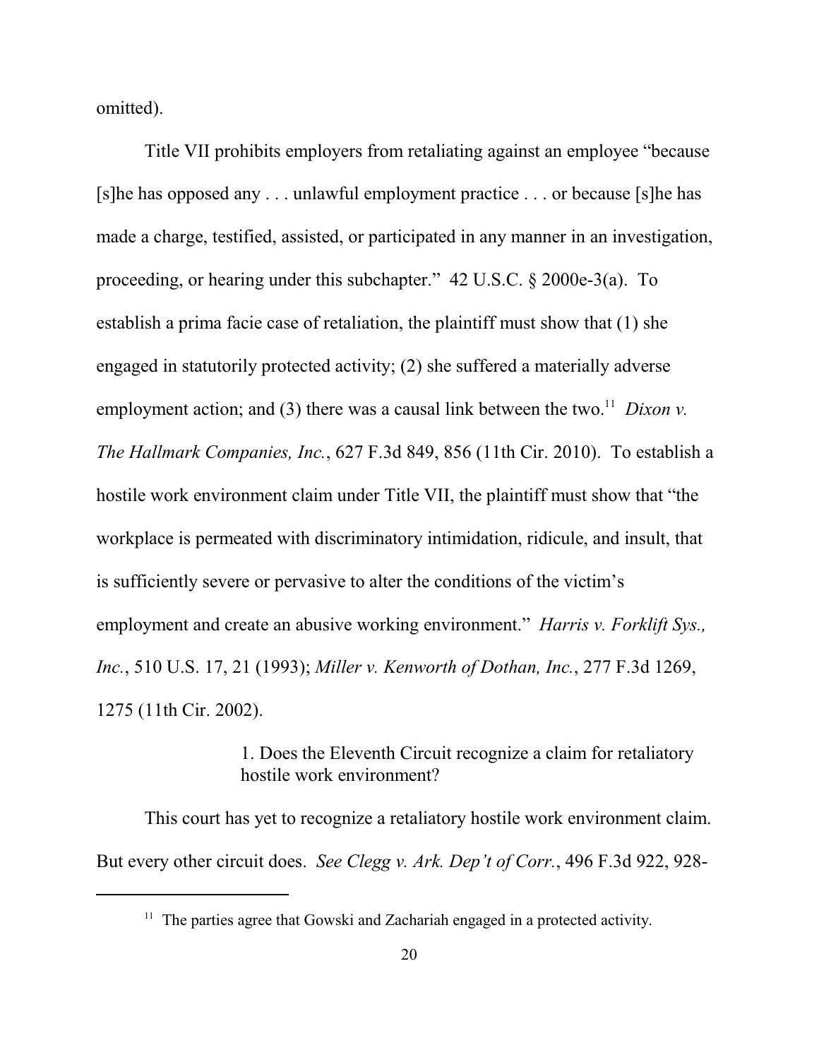omitted).

Title VII prohibits employers from retaliating against an employee "because [s]he has opposed any . . . unlawful employment practice . . . or because [s]he has made a charge, testified, assisted, or participated in any manner in an investigation, proceeding, or hearing under this subchapter." 42 U.S.C. § 2000e-3(a). To establish a prima facie case of retaliation, the plaintiff must show that (1) she engaged in statutorily protected activity; (2) she suffered a materially adverse employment action; and (3) there was a causal link between the two.[11] *Dixon v. The Hallmark Companies, Inc.*, 627 F.3d 849, 856 (11th Cir. 2010). To establish a hostile work environment claim under Title VII, the plaintiff must show that "the workplace is permeated with discriminatory intimidation, ridicule, and insult, that is sufficiently severe or pervasive to alter the conditions of the victim's employment and create an abusive working environment." *Harris v. Forklift Sys., Inc.*, 510 U.S. 17, 21 (1993); *Miller v. Kenworth of Dothan, Inc.*, 277 F.3d 1269, 1275 (11th Cir. 2002).

1. Does the Eleventh Circuit recognize a claim for retaliatory hostile work environment?

This court has yet to recognize a retaliatory hostile work environment claim. But every other circuit does. *See Clegg v. Ark. Dep't of Corr.*, 496 F.3d 922, 928-

[11] The parties agree that Gowski and Zachariah engaged in a protected activity.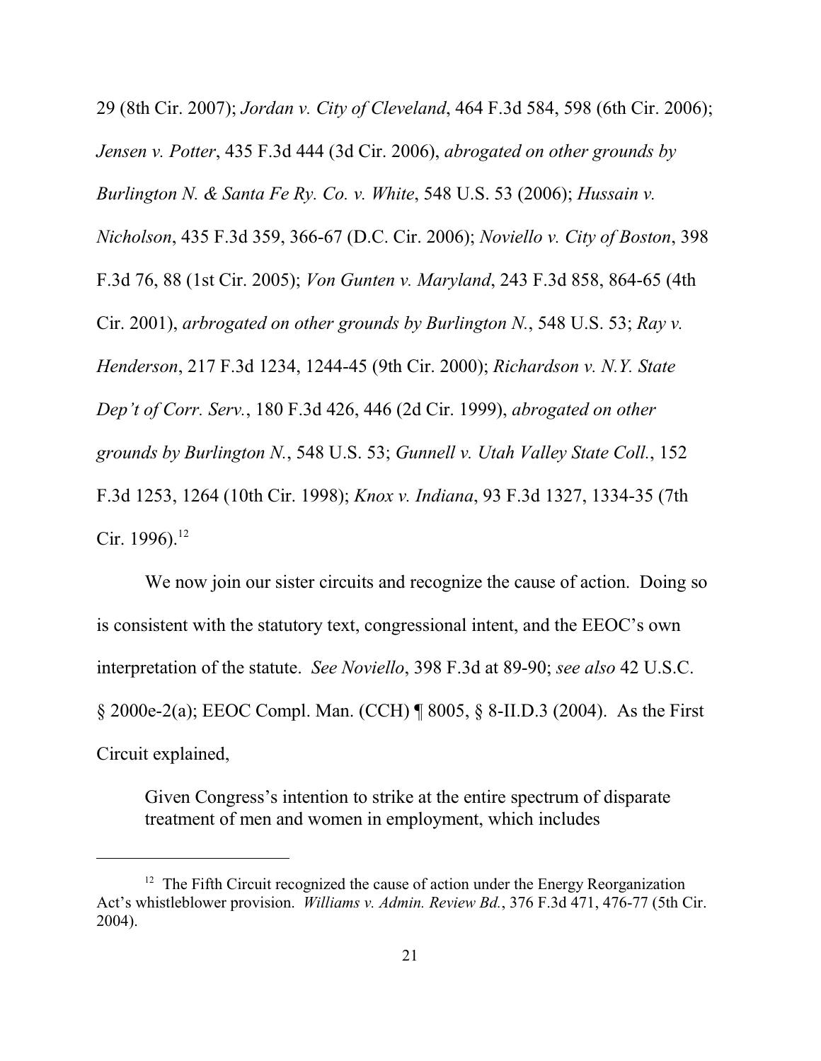29 (8th Cir. 2007); *Jordan v. City of Cleveland*, 464 F.3d 584, 598 (6th Cir. 2006); *Jensen v. Potter*, 435 F.3d 444 (3d Cir. 2006), *abrogated on other grounds by Burlington N. & Santa Fe Ry. Co. v. White*, 548 U.S. 53 (2006); *Hussain v. Nicholson*, 435 F.3d 359, 366-67 (D.C. Cir. 2006); *Noviello v. City of Boston*, 398 F.3d 76, 88 (1st Cir. 2005); *Von Gunten v. Maryland*, 243 F.3d 858, 864-65 (4th Cir. 2001), *arbrogated on other grounds by Burlington N.*, 548 U.S. 53; *Ray v. Henderson*, 217 F.3d 1234, 1244-45 (9th Cir. 2000); *Richardson v. N.Y. State Dep't of Corr. Serv.*, 180 F.3d 426, 446 (2d Cir. 1999), *abrogated on other grounds by Burlington N.*, 548 U.S. 53; *Gunnell v. Utah Valley State Coll.*, 152 F.3d 1253, 1264 (10th Cir. 1998); *Knox v. Indiana*, 93 F.3d 1327, 1334-35 (7th Cir. 1996).[12]

We now join our sister circuits and recognize the cause of action. Doing so is consistent with the statutory text, congressional intent, and the EEOC's own interpretation of the statute. *See Noviello*, 398 F.3d at 89-90; *see also* 42 U.S.C. § 2000e-2(a); EEOC Compl. Man. (CCH) ¶ 8005, § 8-II.D.3 (2004). As the First Circuit explained,

> Given Congress's intention to strike at the entire spectrum of disparate treatment of men and women in employment, which includes

---

[12] The Fifth Circuit recognized the cause of action under the Energy Reorganization Act's whistleblower provision. *Williams v. Admin. Review Bd.*, 376 F.3d 471, 476-77 (5th Cir. 2004).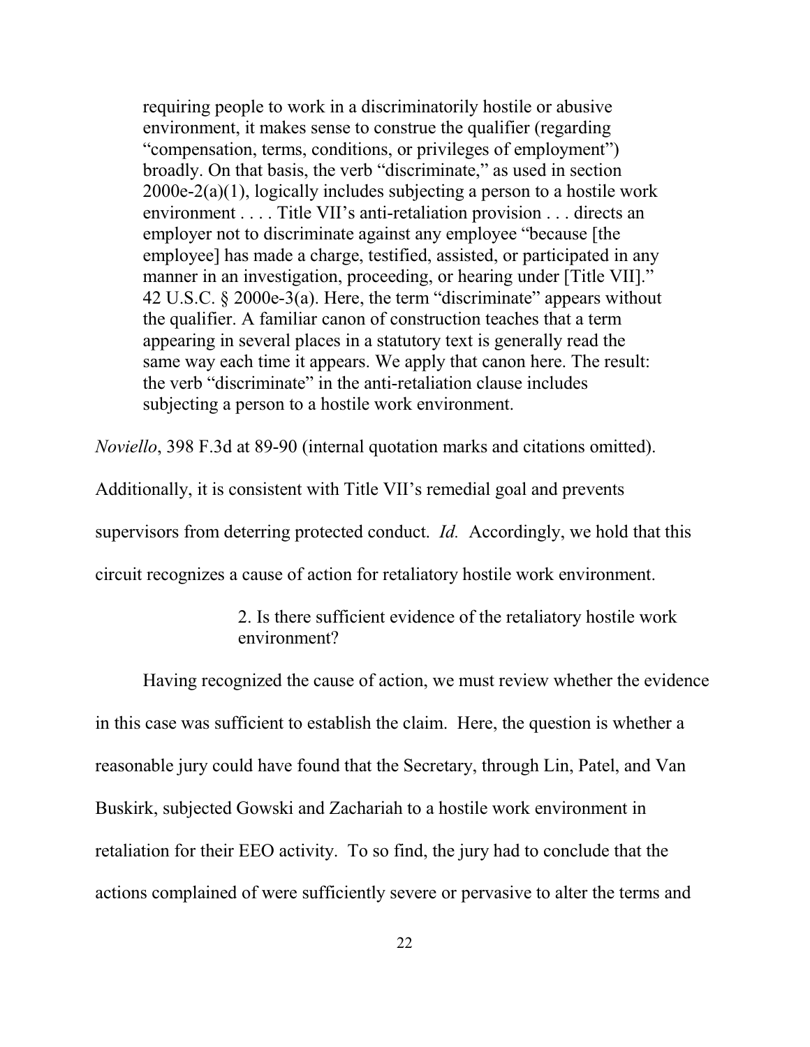> requiring people to work in a discriminatorily hostile or abusive environment, it makes sense to construe the qualifier (regarding "compensation, terms, conditions, or privileges of employment") broadly. On that basis, the verb "discriminate," as used in section 2000e-2(a)(1), logically includes subjecting a person to a hostile work environment . . . . Title VII's anti-retaliation provision . . . directs an employer not to discriminate against any employee "because [the employee] has made a charge, testified, assisted, or participated in any manner in an investigation, proceeding, or hearing under [Title VII]." 42 U.S.C. § 2000e-3(a). Here, the term "discriminate" appears without the qualifier. A familiar canon of construction teaches that a term appearing in several places in a statutory text is generally read the same way each time it appears. We apply that canon here. The result: the verb "discriminate" in the anti-retaliation clause includes subjecting a person to a hostile work environment.

*Noviello*, 398 F.3d at 89-90 (internal quotation marks and citations omitted). Additionally, it is consistent with Title VII's remedial goal and prevents supervisors from deterring protected conduct. *Id.* Accordingly, we hold that this circuit recognizes a cause of action for retaliatory hostile work environment.

### 2. Is there sufficient evidence of the retaliatory hostile work environment?

Having recognized the cause of action, we must review whether the evidence in this case was sufficient to establish the claim. Here, the question is whether a reasonable jury could have found that the Secretary, through Lin, Patel, and Van Buskirk, subjected Gowski and Zachariah to a hostile work environment in retaliation for their EEO activity. To so find, the jury had to conclude that the actions complained of were sufficiently severe or pervasive to alter the terms and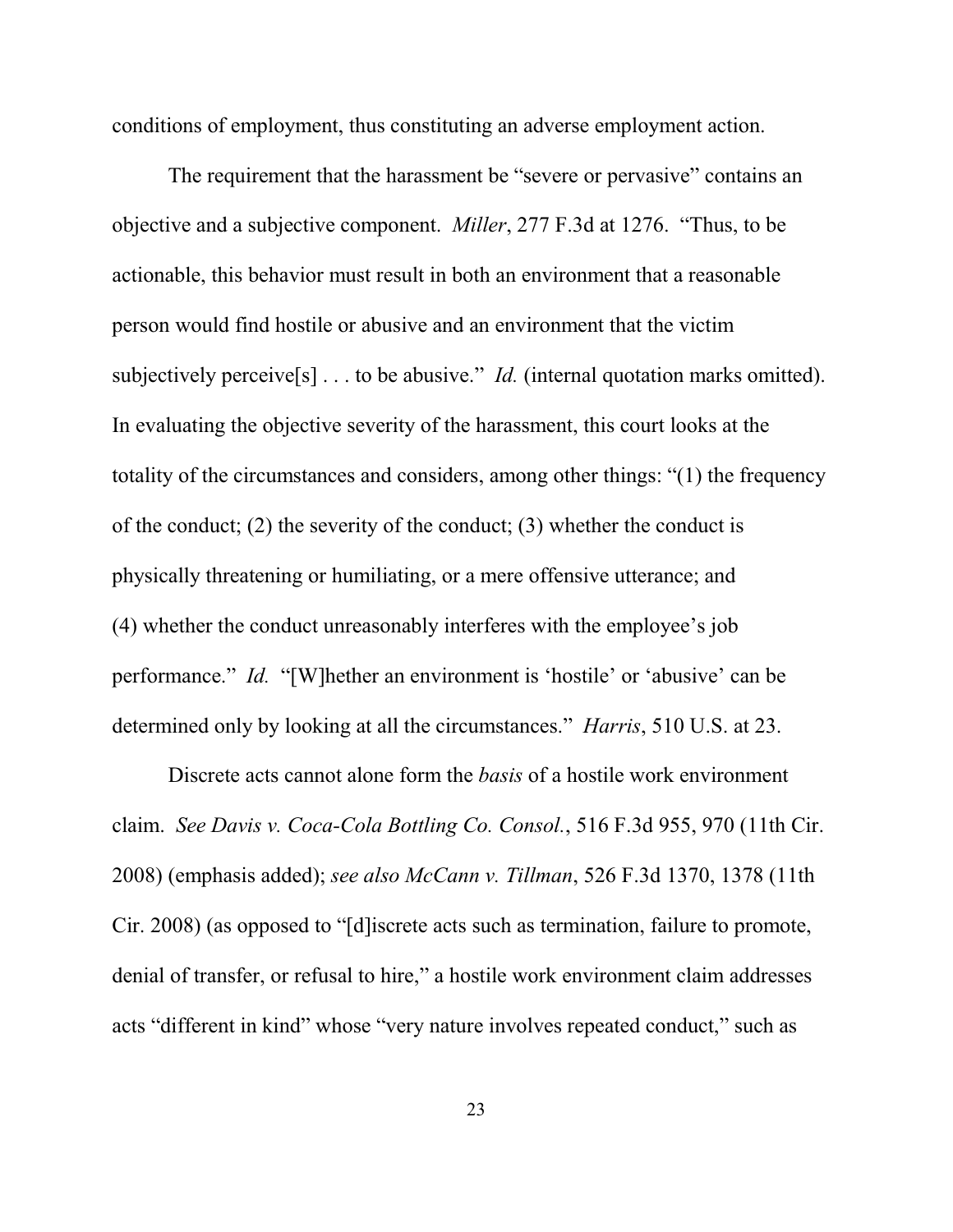conditions of employment, thus constituting an adverse employment action.

The requirement that the harassment be "severe or pervasive" contains an objective and a subjective component. *Miller*, 277 F.3d at 1276. "Thus, to be actionable, this behavior must result in both an environment that a reasonable person would find hostile or abusive and an environment that the victim subjectively perceive[s] . . . to be abusive." *Id.* (internal quotation marks omitted). In evaluating the objective severity of the harassment, this court looks at the totality of the circumstances and considers, among other things: "(1) the frequency of the conduct; (2) the severity of the conduct; (3) whether the conduct is physically threatening or humiliating, or a mere offensive utterance; and (4) whether the conduct unreasonably interferes with the employee's job performance." *Id.* "[W]hether an environment is 'hostile' or 'abusive' can be determined only by looking at all the circumstances." *Harris*, 510 U.S. at 23.

Discrete acts cannot alone form the *basis* of a hostile work environment claim. *See Davis v. Coca-Cola Bottling Co. Consol.*, 516 F.3d 955, 970 (11th Cir. 2008) (emphasis added); *see also McCann v. Tillman*, 526 F.3d 1370, 1378 (11th Cir. 2008) (as opposed to "[d]iscrete acts such as termination, failure to promote, denial of transfer, or refusal to hire," a hostile work environment claim addresses acts "different in kind" whose "very nature involves repeated conduct," such as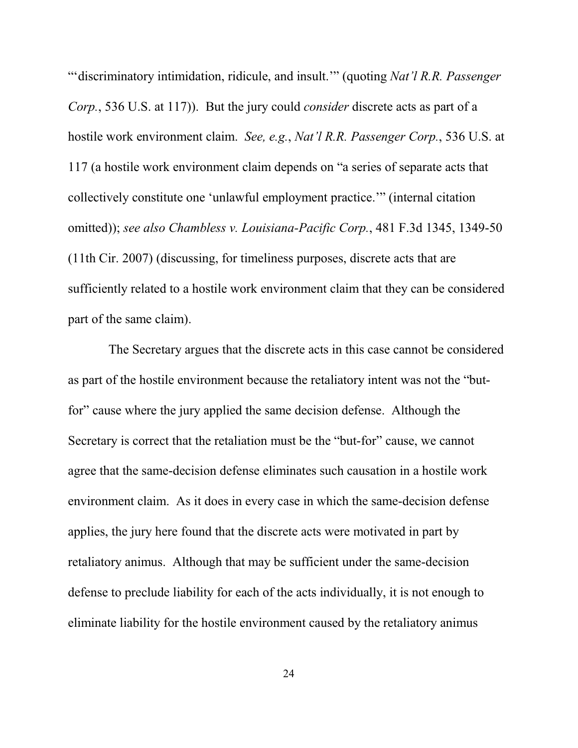"'discriminatory intimidation, ridicule, and insult.'" (quoting *Nat'l R.R. Passenger Corp.*, 536 U.S. at 117)). But the jury could *consider* discrete acts as part of a hostile work environment claim. *See, e.g.*, *Nat'l R.R. Passenger Corp.*, 536 U.S. at 117 (a hostile work environment claim depends on "a series of separate acts that collectively constitute one 'unlawful employment practice.'" (internal citation omitted)); *see also Chambless v. Louisiana-Pacific Corp.*, 481 F.3d 1345, 1349-50 (11th Cir. 2007) (discussing, for timeliness purposes, discrete acts that are sufficiently related to a hostile work environment claim that they can be considered part of the same claim).

The Secretary argues that the discrete acts in this case cannot be considered as part of the hostile environment because the retaliatory intent was not the "but-for" cause where the jury applied the same decision defense. Although the Secretary is correct that the retaliation must be the "but-for" cause, we cannot agree that the same-decision defense eliminates such causation in a hostile work environment claim. As it does in every case in which the same-decision defense applies, the jury here found that the discrete acts were motivated in part by retaliatory animus. Although that may be sufficient under the same-decision defense to preclude liability for each of the acts individually, it is not enough to eliminate liability for the hostile environment caused by the retaliatory animus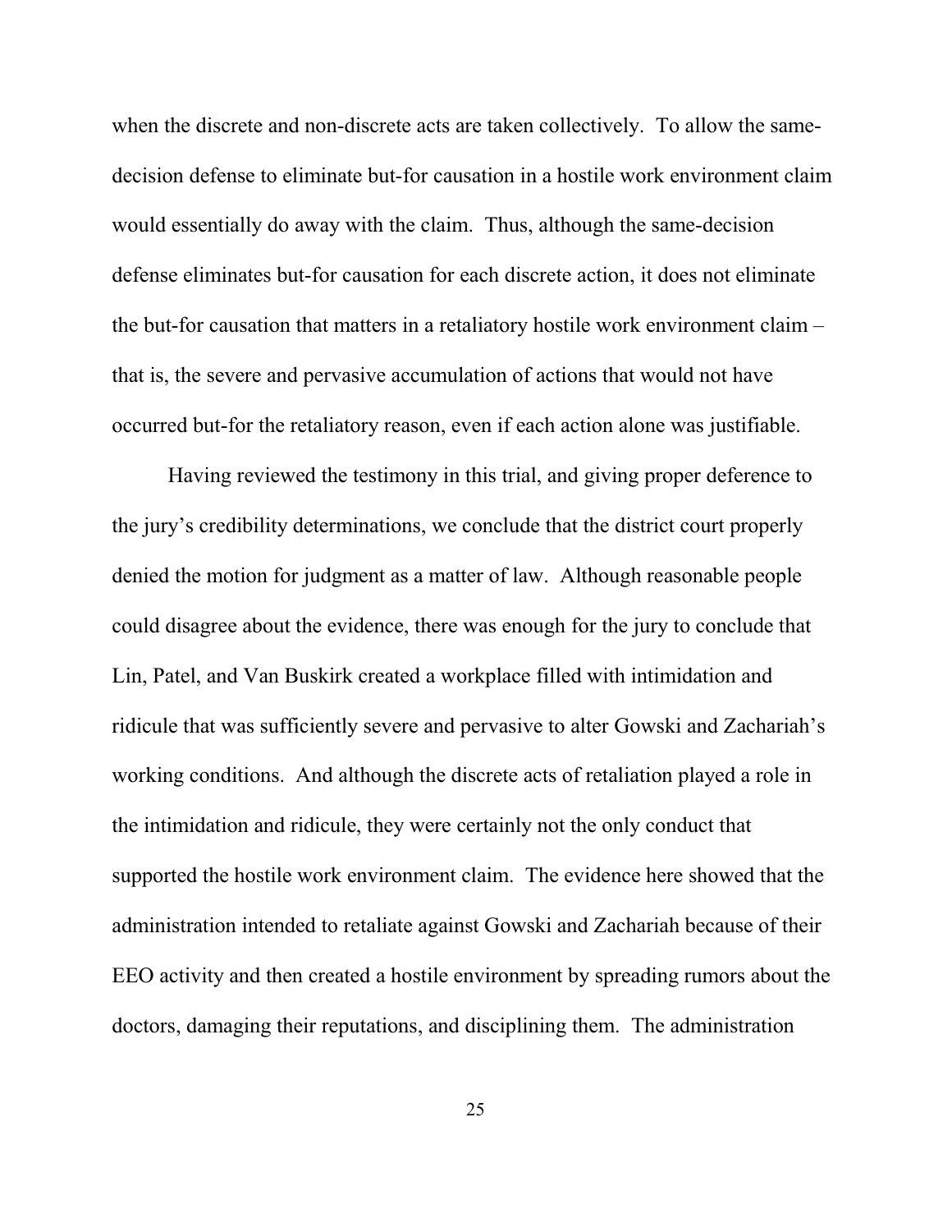when the discrete and non-discrete acts are taken collectively. To allow the same-decision defense to eliminate but-for causation in a hostile work environment claim would essentially do away with the claim. Thus, although the same-decision defense eliminates but-for causation for each discrete action, it does not eliminate the but-for causation that matters in a retaliatory hostile work environment claim – that is, the severe and pervasive accumulation of actions that would not have occurred but-for the retaliatory reason, even if each action alone was justifiable.

Having reviewed the testimony in this trial, and giving proper deference to the jury's credibility determinations, we conclude that the district court properly denied the motion for judgment as a matter of law. Although reasonable people could disagree about the evidence, there was enough for the jury to conclude that Lin, Patel, and Van Buskirk created a workplace filled with intimidation and ridicule that was sufficiently severe and pervasive to alter Gowski and Zachariah's working conditions. And although the discrete acts of retaliation played a role in the intimidation and ridicule, they were certainly not the only conduct that supported the hostile work environment claim. The evidence here showed that the administration intended to retaliate against Gowski and Zachariah because of their EEO activity and then created a hostile environment by spreading rumors about the doctors, damaging their reputations, and disciplining them. The administration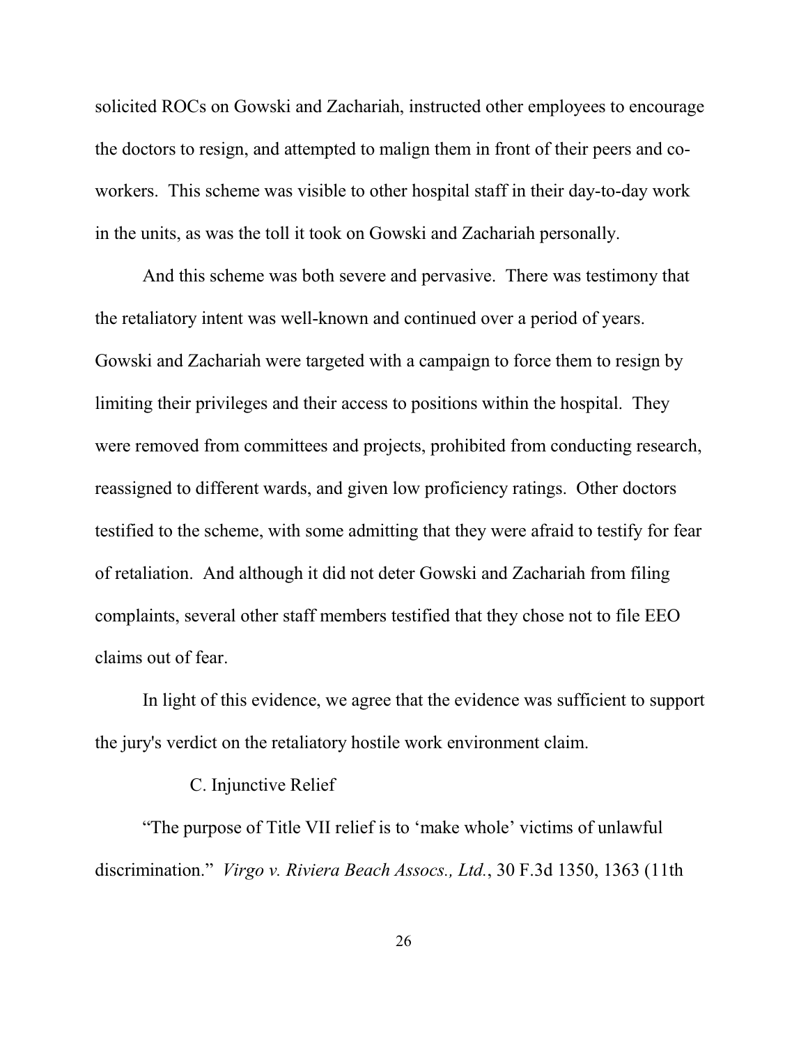solicited ROCs on Gowski and Zachariah, instructed other employees to encourage the doctors to resign, and attempted to malign them in front of their peers and co-workers. This scheme was visible to other hospital staff in their day-to-day work in the units, as was the toll it took on Gowski and Zachariah personally.

And this scheme was both severe and pervasive. There was testimony that the retaliatory intent was well-known and continued over a period of years. Gowski and Zachariah were targeted with a campaign to force them to resign by limiting their privileges and their access to positions within the hospital. They were removed from committees and projects, prohibited from conducting research, reassigned to different wards, and given low proficiency ratings. Other doctors testified to the scheme, with some admitting that they were afraid to testify for fear of retaliation. And although it did not deter Gowski and Zachariah from filing complaints, several other staff members testified that they chose not to file EEO claims out of fear.

In light of this evidence, we agree that the evidence was sufficient to support the jury's verdict on the retaliatory hostile work environment claim.

### C. Injunctive Relief

"The purpose of Title VII relief is to 'make whole' victims of unlawful discrimination." *Virgo v. Riviera Beach Assocs., Ltd.*, 30 F.3d 1350, 1363 (11th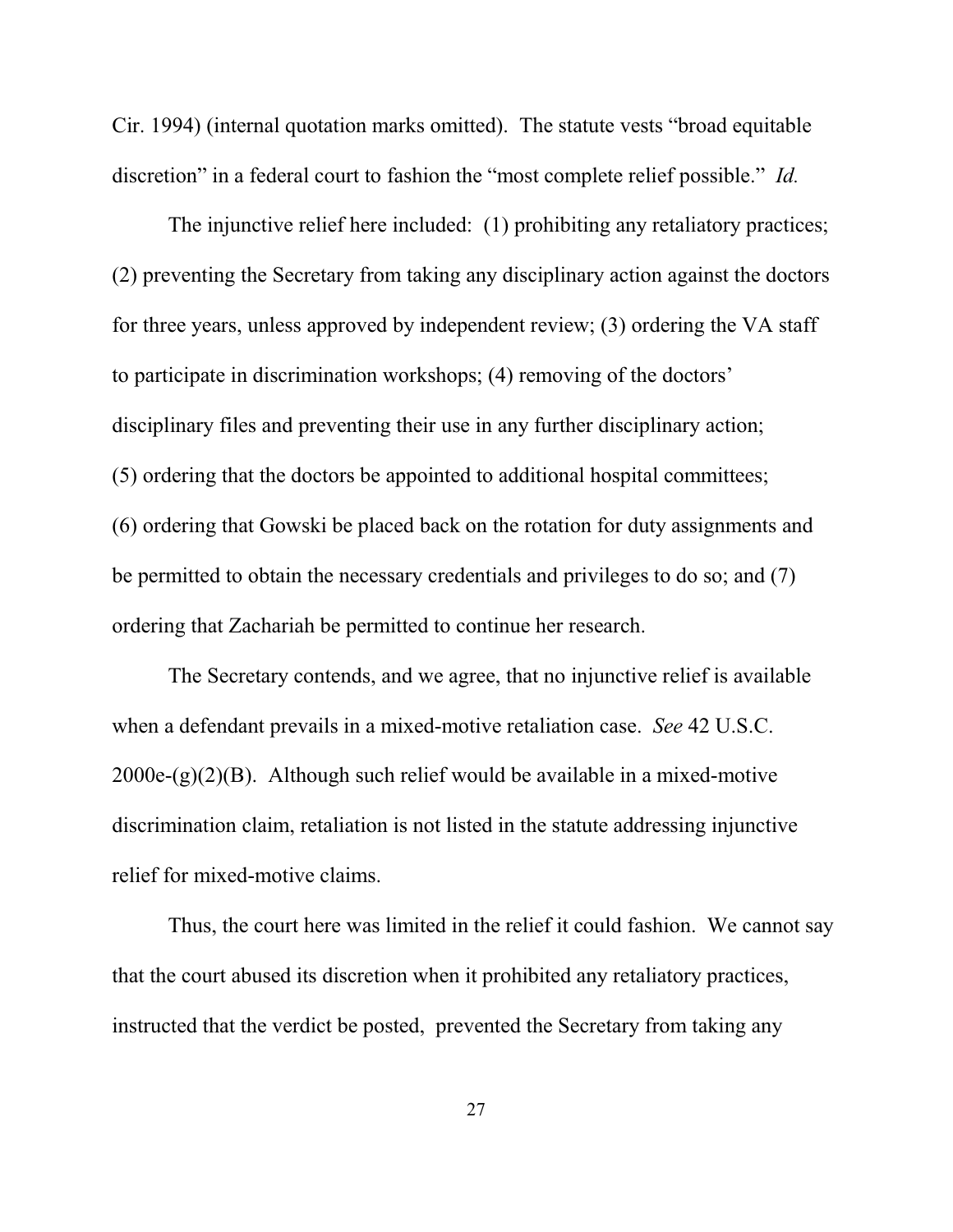Cir. 1994) (internal quotation marks omitted). The statute vests "broad equitable discretion" in a federal court to fashion the "most complete relief possible." *Id.*

The injunctive relief here included: (1) prohibiting any retaliatory practices; (2) preventing the Secretary from taking any disciplinary action against the doctors for three years, unless approved by independent review; (3) ordering the VA staff to participate in discrimination workshops; (4) removing of the doctors' disciplinary files and preventing their use in any further disciplinary action; (5) ordering that the doctors be appointed to additional hospital committees; (6) ordering that Gowski be placed back on the rotation for duty assignments and be permitted to obtain the necessary credentials and privileges to do so; and (7) ordering that Zachariah be permitted to continue her research.

The Secretary contends, and we agree, that no injunctive relief is available when a defendant prevails in a mixed-motive retaliation case. *See* 42 U.S.C. 2000e-(g)(2)(B). Although such relief would be available in a mixed-motive discrimination claim, retaliation is not listed in the statute addressing injunctive relief for mixed-motive claims.

Thus, the court here was limited in the relief it could fashion. We cannot say that the court abused its discretion when it prohibited any retaliatory practices, instructed that the verdict be posted, prevented the Secretary from taking any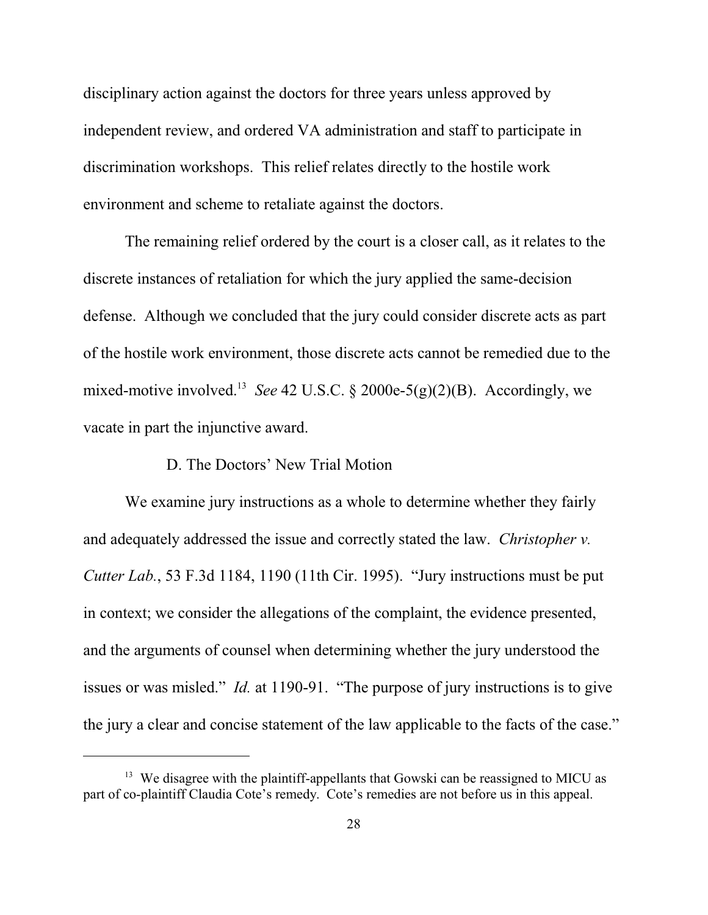disciplinary action against the doctors for three years unless approved by independent review, and ordered VA administration and staff to participate in discrimination workshops. This relief relates directly to the hostile work environment and scheme to retaliate against the doctors.

The remaining relief ordered by the court is a closer call, as it relates to the discrete instances of retaliation for which the jury applied the same-decision defense. Although we concluded that the jury could consider discrete acts as part of the hostile work environment, those discrete acts cannot be remedied due to the mixed-motive involved.[13] *See* 42 U.S.C. § 2000e-5(g)(2)(B). Accordingly, we vacate in part the injunctive award.

### D. The Doctors' New Trial Motion

We examine jury instructions as a whole to determine whether they fairly and adequately addressed the issue and correctly stated the law. *Christopher v. Cutter Lab.*, 53 F.3d 1184, 1190 (11th Cir. 1995). "Jury instructions must be put in context; we consider the allegations of the complaint, the evidence presented, and the arguments of counsel when determining whether the jury understood the issues or was misled." *Id.* at 1190-91. "The purpose of jury instructions is to give the jury a clear and concise statement of the law applicable to the facts of the case."

---

[13] We disagree with the plaintiff-appellants that Gowski can be reassigned to MICU as part of co-plaintiff Claudia Cote's remedy. Cote's remedies are not before us in this appeal.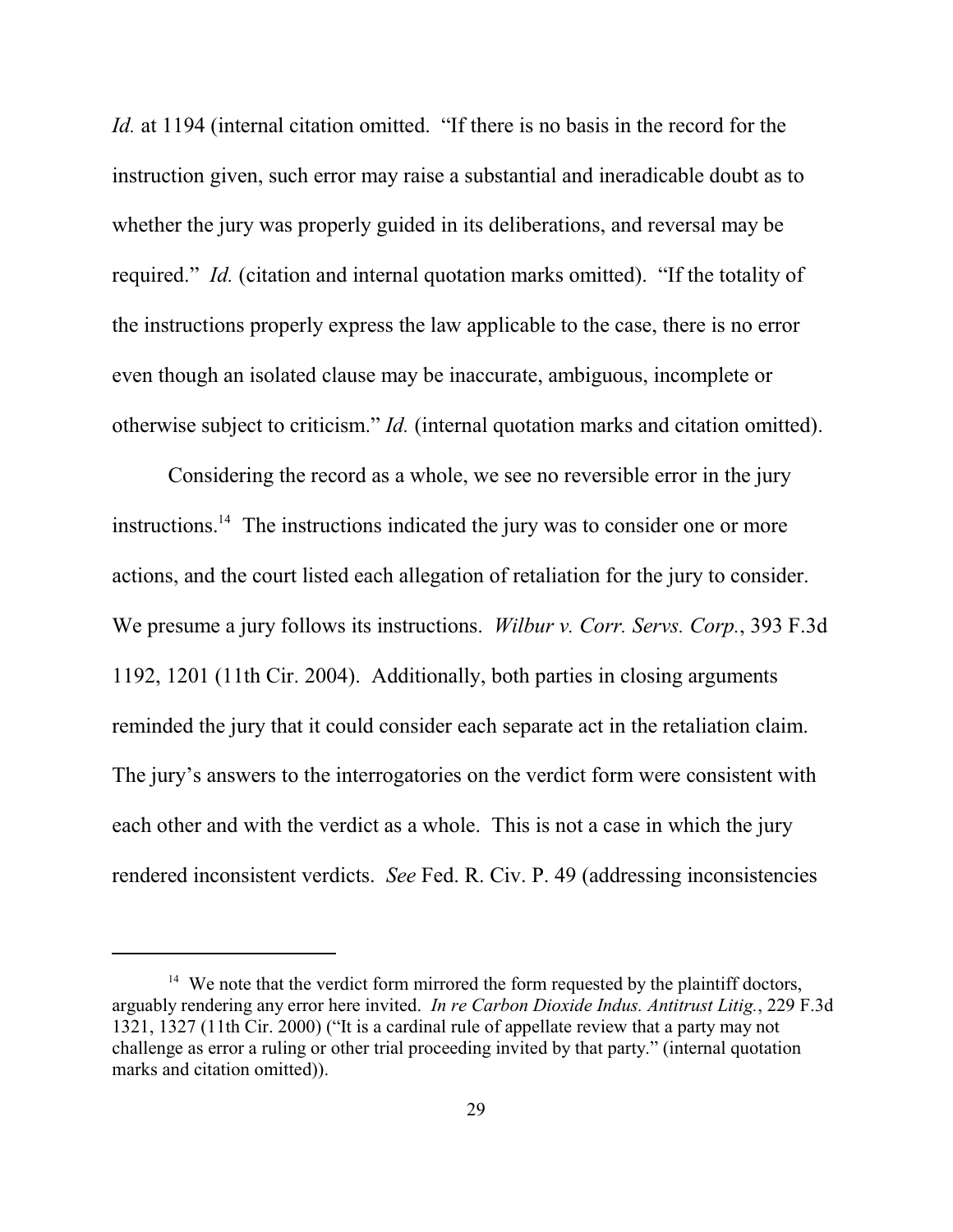*Id.* at 1194 (internal citation omitted. "If there is no basis in the record for the instruction given, such error may raise a substantial and ineradicable doubt as to whether the jury was properly guided in its deliberations, and reversal may be required." *Id.* (citation and internal quotation marks omitted). "If the totality of the instructions properly express the law applicable to the case, there is no error even though an isolated clause may be inaccurate, ambiguous, incomplete or otherwise subject to criticism." *Id.* (internal quotation marks and citation omitted).

Considering the record as a whole, we see no reversible error in the jury instructions.[14] The instructions indicated the jury was to consider one or more actions, and the court listed each allegation of retaliation for the jury to consider. We presume a jury follows its instructions. *Wilbur v. Corr. Servs. Corp.*, 393 F.3d 1192, 1201 (11th Cir. 2004). Additionally, both parties in closing arguments reminded the jury that it could consider each separate act in the retaliation claim. The jury's answers to the interrogatories on the verdict form were consistent with each other and with the verdict as a whole. This is not a case in which the jury rendered inconsistent verdicts. *See* Fed. R. Civ. P. 49 (addressing inconsistencies

---

[14] We note that the verdict form mirrored the form requested by the plaintiff doctors, arguably rendering any error here invited. *In re Carbon Dioxide Indus. Antitrust Litig.*, 229 F.3d 1321, 1327 (11th Cir. 2000) ("It is a cardinal rule of appellate review that a party may not challenge as error a ruling or other trial proceeding invited by that party." (internal quotation marks and citation omitted)).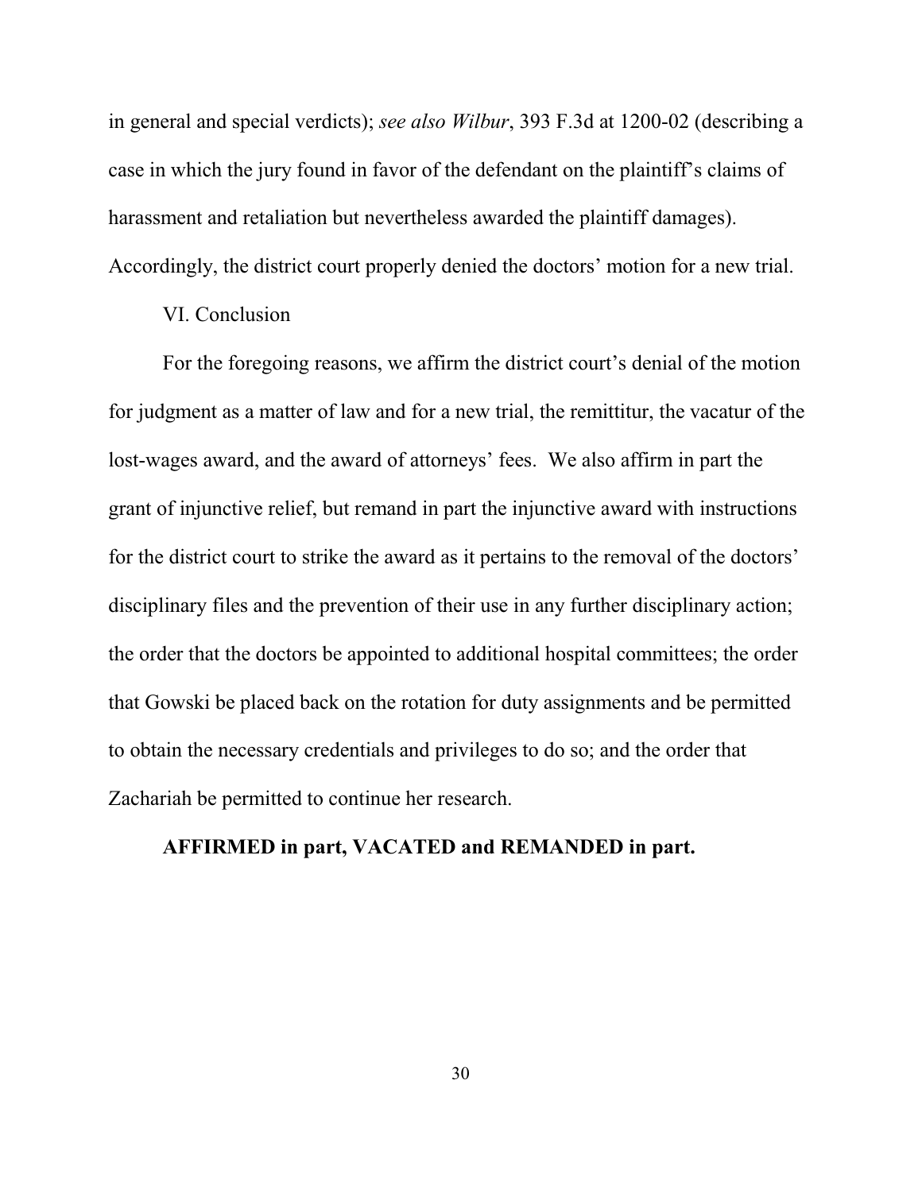in general and special verdicts); *see also Wilbur*, 393 F.3d at 1200-02 (describing a case in which the jury found in favor of the defendant on the plaintiff's claims of harassment and retaliation but nevertheless awarded the plaintiff damages). Accordingly, the district court properly denied the doctors' motion for a new trial.

## VI. Conclusion

For the foregoing reasons, we affirm the district court's denial of the motion for judgment as a matter of law and for a new trial, the remittitur, the vacatur of the lost-wages award, and the award of attorneys' fees. We also affirm in part the grant of injunctive relief, but remand in part the injunctive award with instructions for the district court to strike the award as it pertains to the removal of the doctors' disciplinary files and the prevention of their use in any further disciplinary action; the order that the doctors be appointed to additional hospital committees; the order that Gowski be placed back on the rotation for duty assignments and be permitted to obtain the necessary credentials and privileges to do so; and the order that Zachariah be permitted to continue her research.

**AFFIRMED in part, VACATED and REMANDED in part.**